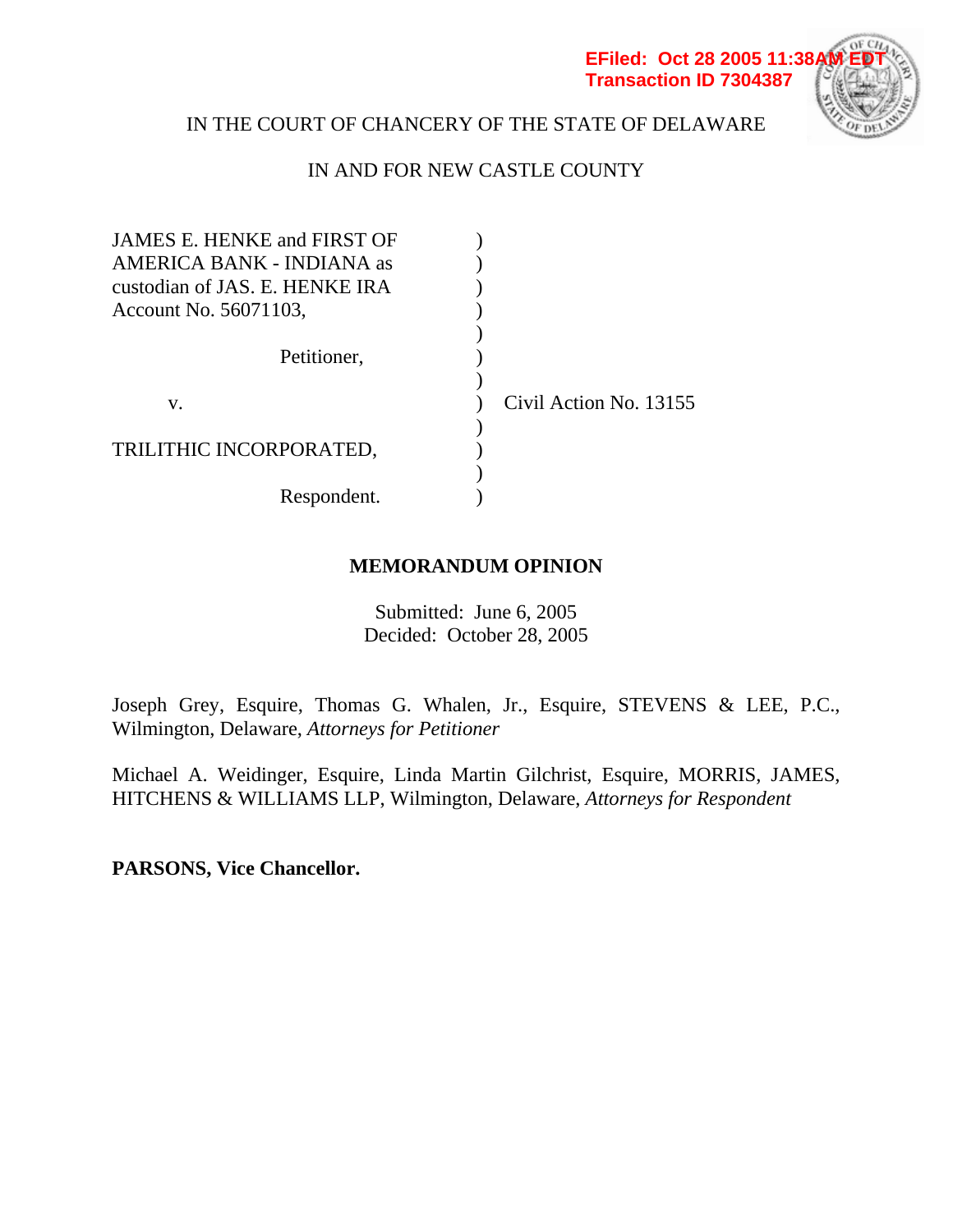EFiled: Oct 28 2005 11:38AM EDT
Transaction ID 7304387

IN THE COURT OF CHANCERY OF THE STATE OF DELAWARE

IN AND FOR NEW CASTLE COUNTY

| | | |
|---|---|---|
| JAMES E. HENKE and FIRST OF AMERICA BANK - INDIANA as custodian of JAS. E. HENKE IRA Account No. 56071103, | ) | |
| Petitioner, | ) | |
| v. | ) | Civil Action No. 13155 |
| TRILITHIC INCORPORATED, | ) | |
| Respondent. | ) | |

**MEMORANDUM OPINION**

Submitted: June 6, 2005
Decided: October 28, 2005

Joseph Grey, Esquire, Thomas G. Whalen, Jr., Esquire, STEVENS & LEE, P.C., Wilmington, Delaware, *Attorneys for Petitioner*

Michael A. Weidinger, Esquire, Linda Martin Gilchrist, Esquire, MORRIS, JAMES, HITCHENS & WILLIAMS LLP, Wilmington, Delaware, *Attorneys for Respondent*

**PARSONS, Vice Chancellor.**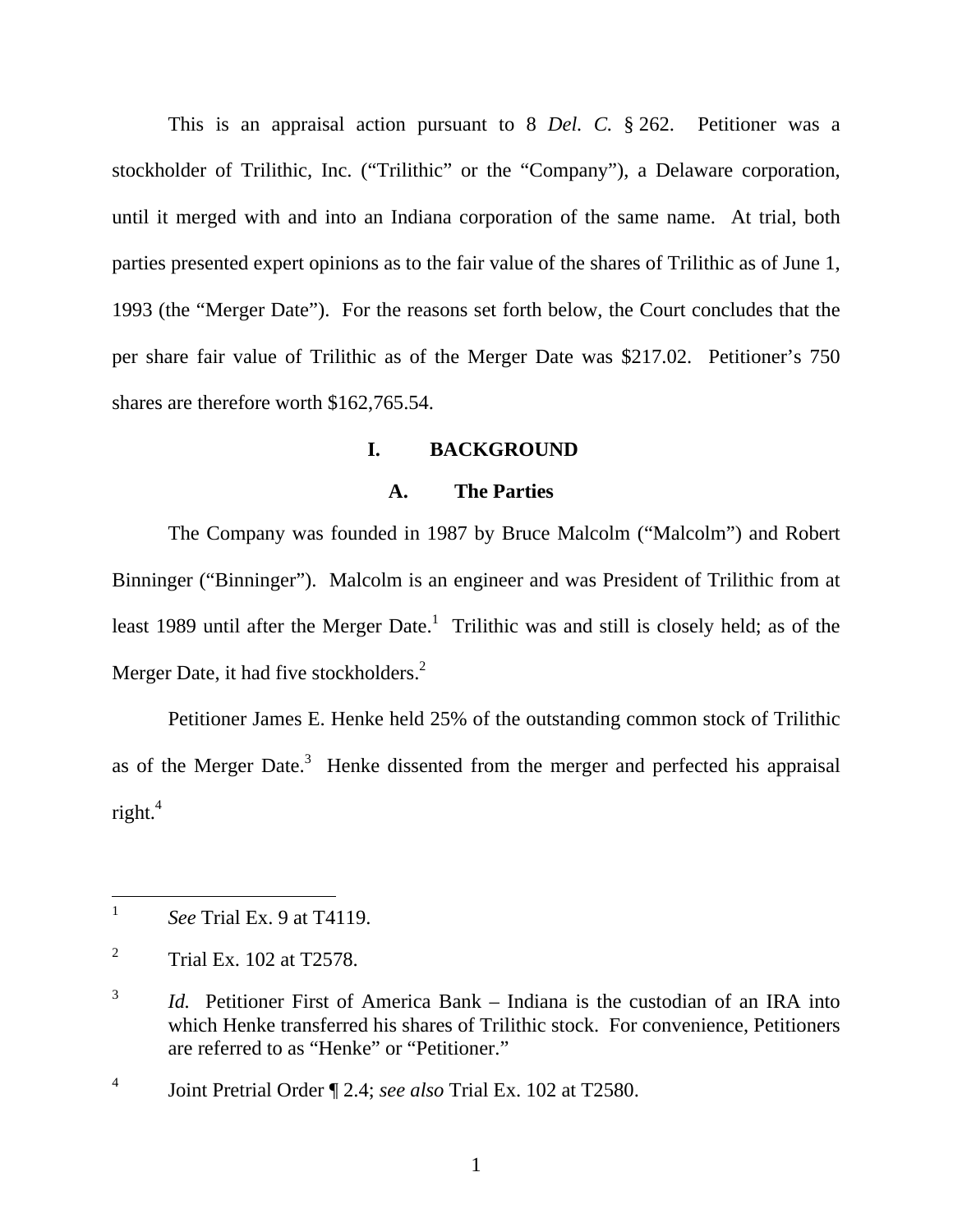This is an appraisal action pursuant to 8 *Del. C.* § 262. Petitioner was a stockholder of Trilithic, Inc. ("Trilithic" or the "Company"), a Delaware corporation, until it merged with and into an Indiana corporation of the same name. At trial, both parties presented expert opinions as to the fair value of the shares of Trilithic as of June 1, 1993 (the "Merger Date"). For the reasons set forth below, the Court concludes that the per share fair value of Trilithic as of the Merger Date was $217.02. Petitioner's 750 shares are therefore worth $162,765.54.

## I. BACKGROUND

### A. The Parties

The Company was founded in 1987 by Bruce Malcolm ("Malcolm") and Robert Binninger ("Binninger"). Malcolm is an engineer and was President of Trilithic from at least 1989 until after the Merger Date.[1] Trilithic was and still is closely held; as of the Merger Date, it had five stockholders.[2]

Petitioner James E. Henke held 25% of the outstanding common stock of Trilithic as of the Merger Date.[3] Henke dissented from the merger and perfected his appraisal right.[4]

---

[1] *See* Trial Ex. 9 at T4119.

[2] Trial Ex. 102 at T2578.

[3] *Id.* Petitioner First of America Bank – Indiana is the custodian of an IRA into which Henke transferred his shares of Trilithic stock. For convenience, Petitioners are referred to as "Henke" or "Petitioner."

[4] Joint Pretrial Order ¶ 2.4; *see also* Trial Ex. 102 at T2580.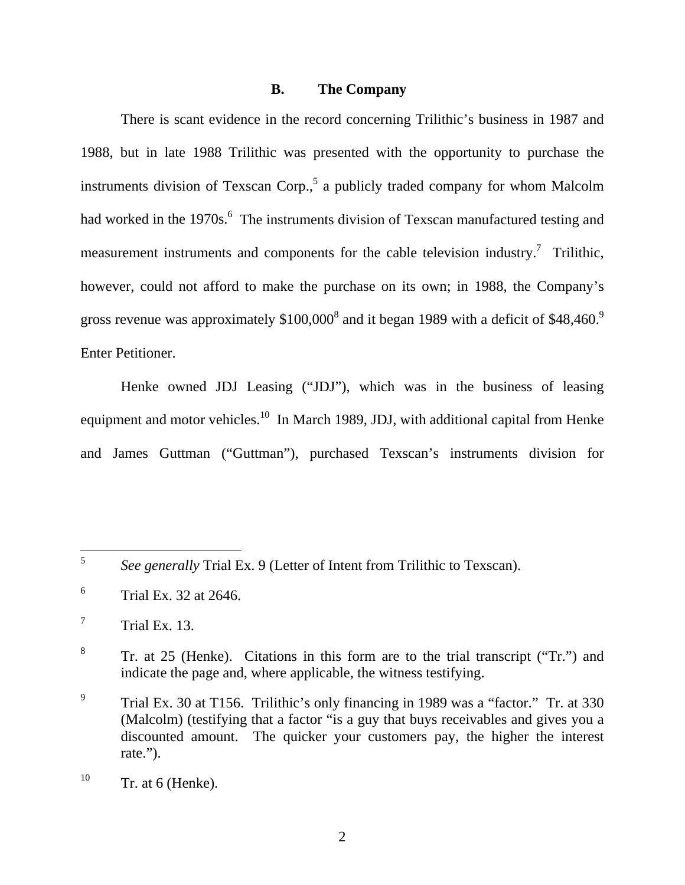### B. The Company

There is scant evidence in the record concerning Trilithic's business in 1987 and 1988, but in late 1988 Trilithic was presented with the opportunity to purchase the instruments division of Texscan Corp.,[5] a publicly traded company for whom Malcolm had worked in the 1970s.[6] The instruments division of Texscan manufactured testing and measurement instruments and components for the cable television industry.[7] Trilithic, however, could not afford to make the purchase on its own; in 1988, the Company's gross revenue was approximately $100,000[8] and it began 1989 with a deficit of $48,460.[9] Enter Petitioner.

Henke owned JDJ Leasing ("JDJ"), which was in the business of leasing equipment and motor vehicles.[10] In March 1989, JDJ, with additional capital from Henke and James Guttman ("Guttman"), purchased Texscan's instruments division for

---

[5] *See generally* Trial Ex. 9 (Letter of Intent from Trilithic to Texscan).

[6] Trial Ex. 32 at 2646.

[7] Trial Ex. 13.

[8] Tr. at 25 (Henke). Citations in this form are to the trial transcript ("Tr.") and indicate the page and, where applicable, the witness testifying.

[9] Trial Ex. 30 at T156. Trilithic's only financing in 1989 was a "factor." Tr. at 330 (Malcolm) (testifying that a factor "is a guy that buys receivables and gives you a discounted amount. The quicker your customers pay, the higher the interest rate.").

[10] Tr. at 6 (Henke).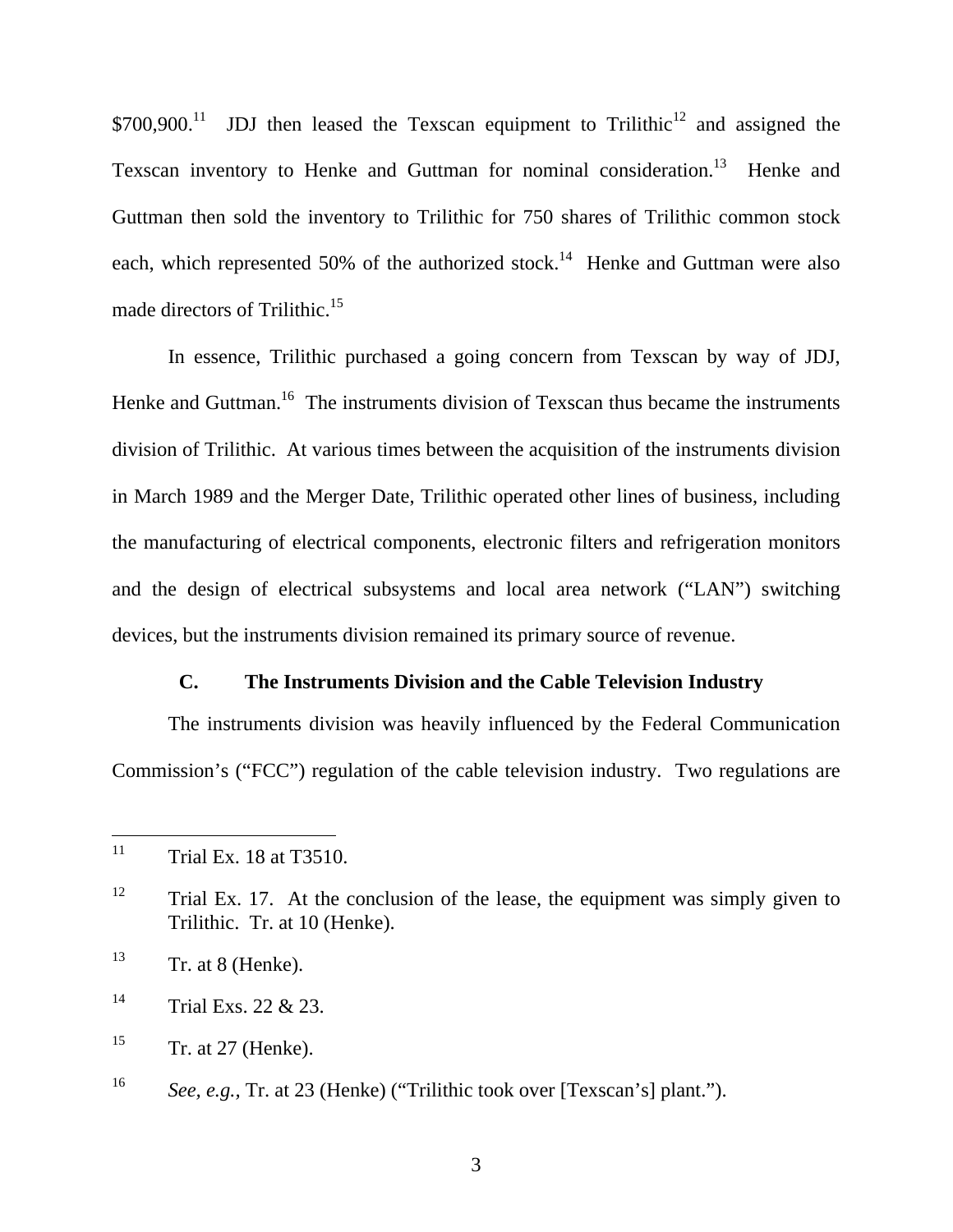$700,900.[11] JDJ then leased the Texscan equipment to Trilithic[12] and assigned the Texscan inventory to Henke and Guttman for nominal consideration.[13] Henke and Guttman then sold the inventory to Trilithic for 750 shares of Trilithic common stock each, which represented 50% of the authorized stock.[14] Henke and Guttman were also made directors of Trilithic.[15]

In essence, Trilithic purchased a going concern from Texscan by way of JDJ, Henke and Guttman.[16] The instruments division of Texscan thus became the instruments division of Trilithic. At various times between the acquisition of the instruments division in March 1989 and the Merger Date, Trilithic operated other lines of business, including the manufacturing of electrical components, electronic filters and refrigeration monitors and the design of electrical subsystems and local area network ("LAN") switching devices, but the instruments division remained its primary source of revenue.

### C. The Instruments Division and the Cable Television Industry

The instruments division was heavily influenced by the Federal Communication Commission's ("FCC") regulation of the cable television industry. Two regulations are

---

[11] Trial Ex. 18 at T3510.

[12] Trial Ex. 17. At the conclusion of the lease, the equipment was simply given to Trilithic. Tr. at 10 (Henke).

[13] Tr. at 8 (Henke).

[14] Trial Exs. 22 & 23.

[15] Tr. at 27 (Henke).

[16] *See, e.g.*, Tr. at 23 (Henke) ("Trilithic took over [Texscan's] plant.").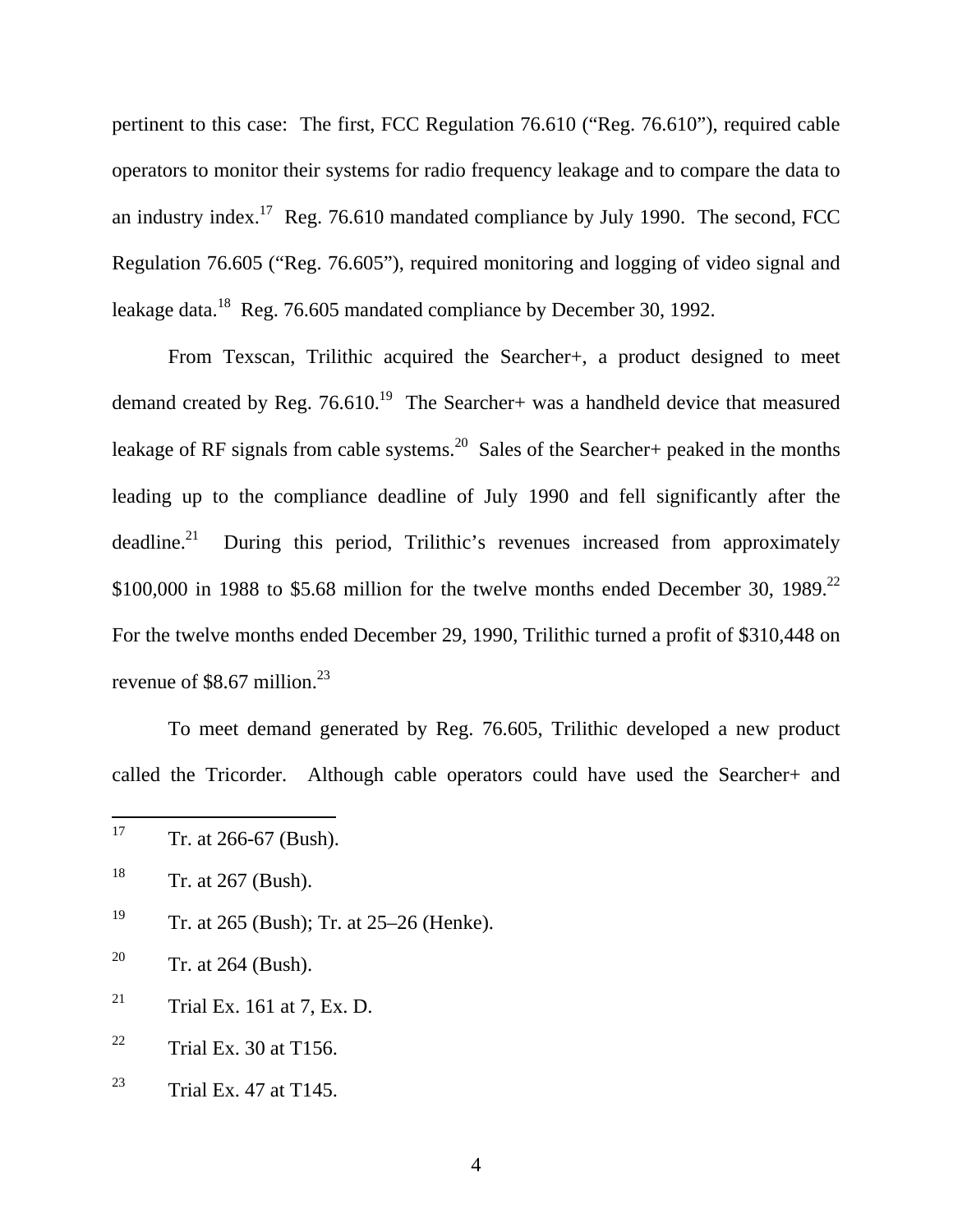pertinent to this case: The first, FCC Regulation 76.610 ("Reg. 76.610"), required cable operators to monitor their systems for radio frequency leakage and to compare the data to an industry index.[17] Reg. 76.610 mandated compliance by July 1990. The second, FCC Regulation 76.605 ("Reg. 76.605"), required monitoring and logging of video signal and leakage data.[18] Reg. 76.605 mandated compliance by December 30, 1992.

From Texscan, Trilithic acquired the Searcher+, a product designed to meet demand created by Reg. 76.610.[19] The Searcher+ was a handheld device that measured leakage of RF signals from cable systems.[20] Sales of the Searcher+ peaked in the months leading up to the compliance deadline of July 1990 and fell significantly after the deadline.[21] During this period, Trilithic's revenues increased from approximately $100,000 in 1988 to $5.68 million for the twelve months ended December 30, 1989.[22] For the twelve months ended December 29, 1990, Trilithic turned a profit of $310,448 on revenue of $8.67 million.[23]

To meet demand generated by Reg. 76.605, Trilithic developed a new product called the Tricorder. Although cable operators could have used the Searcher+ and

---

[17] Tr. at 266-67 (Bush).

[18] Tr. at 267 (Bush).

[19] Tr. at 265 (Bush); Tr. at 25–26 (Henke).

[20] Tr. at 264 (Bush).

[21] Trial Ex. 161 at 7, Ex. D.

[22] Trial Ex. 30 at T156.

[23] Trial Ex. 47 at T145.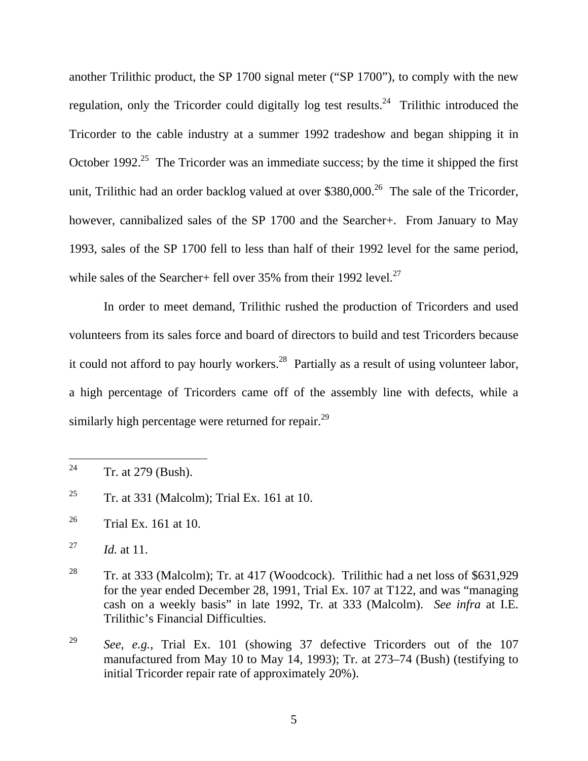another Trilithic product, the SP 1700 signal meter ("SP 1700"), to comply with the new regulation, only the Tricorder could digitally log test results.[24] Trilithic introduced the Tricorder to the cable industry at a summer 1992 tradeshow and began shipping it in October 1992.[25] The Tricorder was an immediate success; by the time it shipped the first unit, Trilithic had an order backlog valued at over $380,000.[26] The sale of the Tricorder, however, cannibalized sales of the SP 1700 and the Searcher+. From January to May 1993, sales of the SP 1700 fell to less than half of their 1992 level for the same period, while sales of the Searcher+ fell over 35% from their 1992 level.[27]

In order to meet demand, Trilithic rushed the production of Tricorders and used volunteers from its sales force and board of directors to build and test Tricorders because it could not afford to pay hourly workers.[28] Partially as a result of using volunteer labor, a high percentage of Tricorders came off of the assembly line with defects, while a similarly high percentage were returned for repair.[29]

---

[24] Tr. at 279 (Bush).

[25] Tr. at 331 (Malcolm); Trial Ex. 161 at 10.

[26] Trial Ex. 161 at 10.

[27] *Id.* at 11.

[28] Tr. at 333 (Malcolm); Tr. at 417 (Woodcock). Trilithic had a net loss of $631,929 for the year ended December 28, 1991, Trial Ex. 107 at T122, and was "managing cash on a weekly basis" in late 1992, Tr. at 333 (Malcolm). *See infra* at I.E. Trilithic's Financial Difficulties.

[29] *See, e.g.,* Trial Ex. 101 (showing 37 defective Tricorders out of the 107 manufactured from May 10 to May 14, 1993); Tr. at 273–74 (Bush) (testifying to initial Tricorder repair rate of approximately 20%).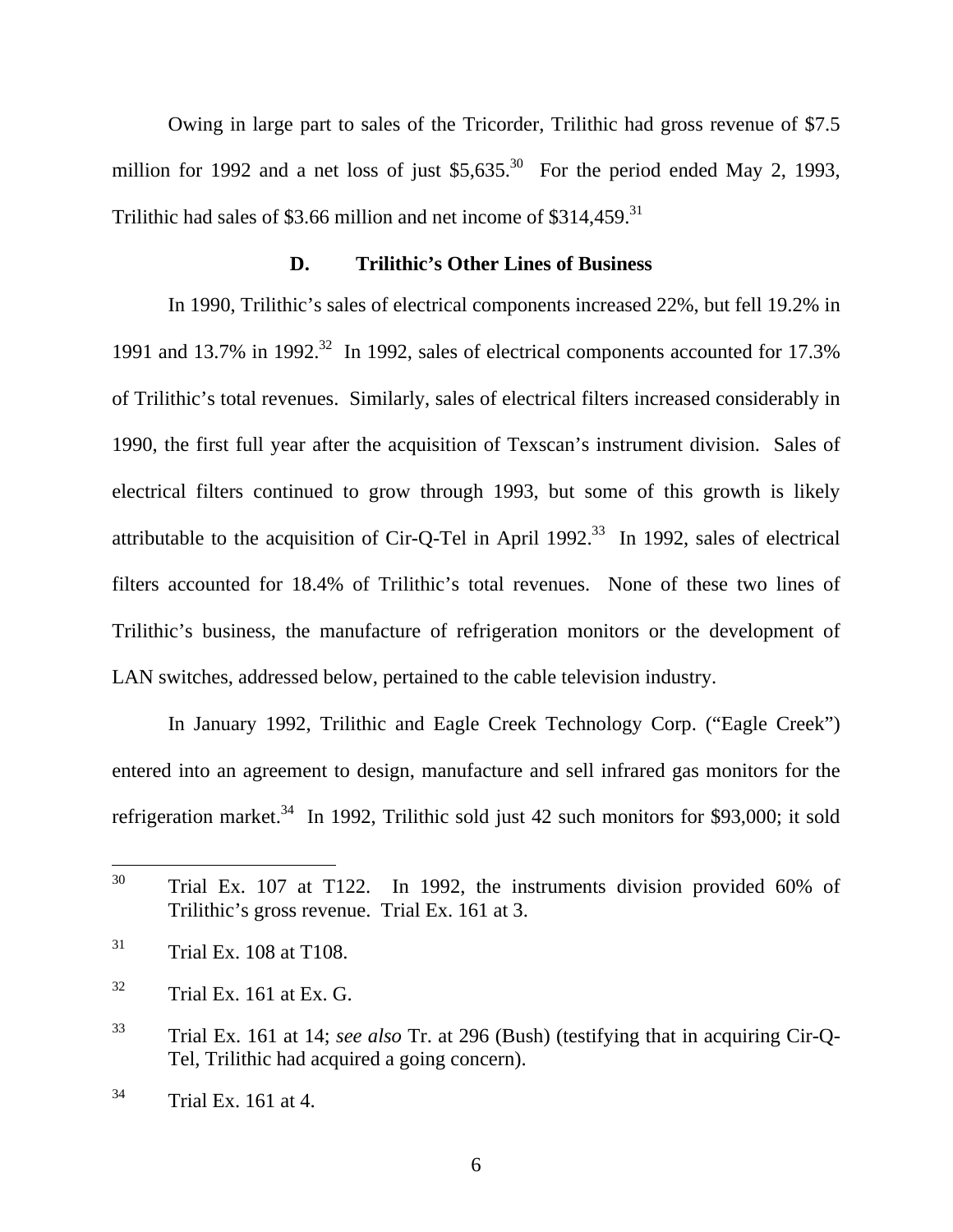Owing in large part to sales of the Tricorder, Trilithic had gross revenue of $7.5 million for 1992 and a net loss of just $5,635.[30] For the period ended May 2, 1993, Trilithic had sales of $3.66 million and net income of $314,459.[31]

### D. Trilithic's Other Lines of Business

In 1990, Trilithic's sales of electrical components increased 22%, but fell 19.2% in 1991 and 13.7% in 1992.[32] In 1992, sales of electrical components accounted for 17.3% of Trilithic's total revenues. Similarly, sales of electrical filters increased considerably in 1990, the first full year after the acquisition of Texscan's instrument division. Sales of electrical filters continued to grow through 1993, but some of this growth is likely attributable to the acquisition of Cir-Q-Tel in April 1992.[33] In 1992, sales of electrical filters accounted for 18.4% of Trilithic's total revenues. None of these two lines of Trilithic's business, the manufacture of refrigeration monitors or the development of LAN switches, addressed below, pertained to the cable television industry.

In January 1992, Trilithic and Eagle Creek Technology Corp. ("Eagle Creek") entered into an agreement to design, manufacture and sell infrared gas monitors for the refrigeration market.[34] In 1992, Trilithic sold just 42 such monitors for $93,000; it sold

---

[30] Trial Ex. 107 at T122. In 1992, the instruments division provided 60% of Trilithic's gross revenue. Trial Ex. 161 at 3.

[31] Trial Ex. 108 at T108.

[32] Trial Ex. 161 at Ex. G.

[33] Trial Ex. 161 at 14; *see also* Tr. at 296 (Bush) (testifying that in acquiring Cir-Q-Tel, Trilithic had acquired a going concern).

[34] Trial Ex. 161 at 4.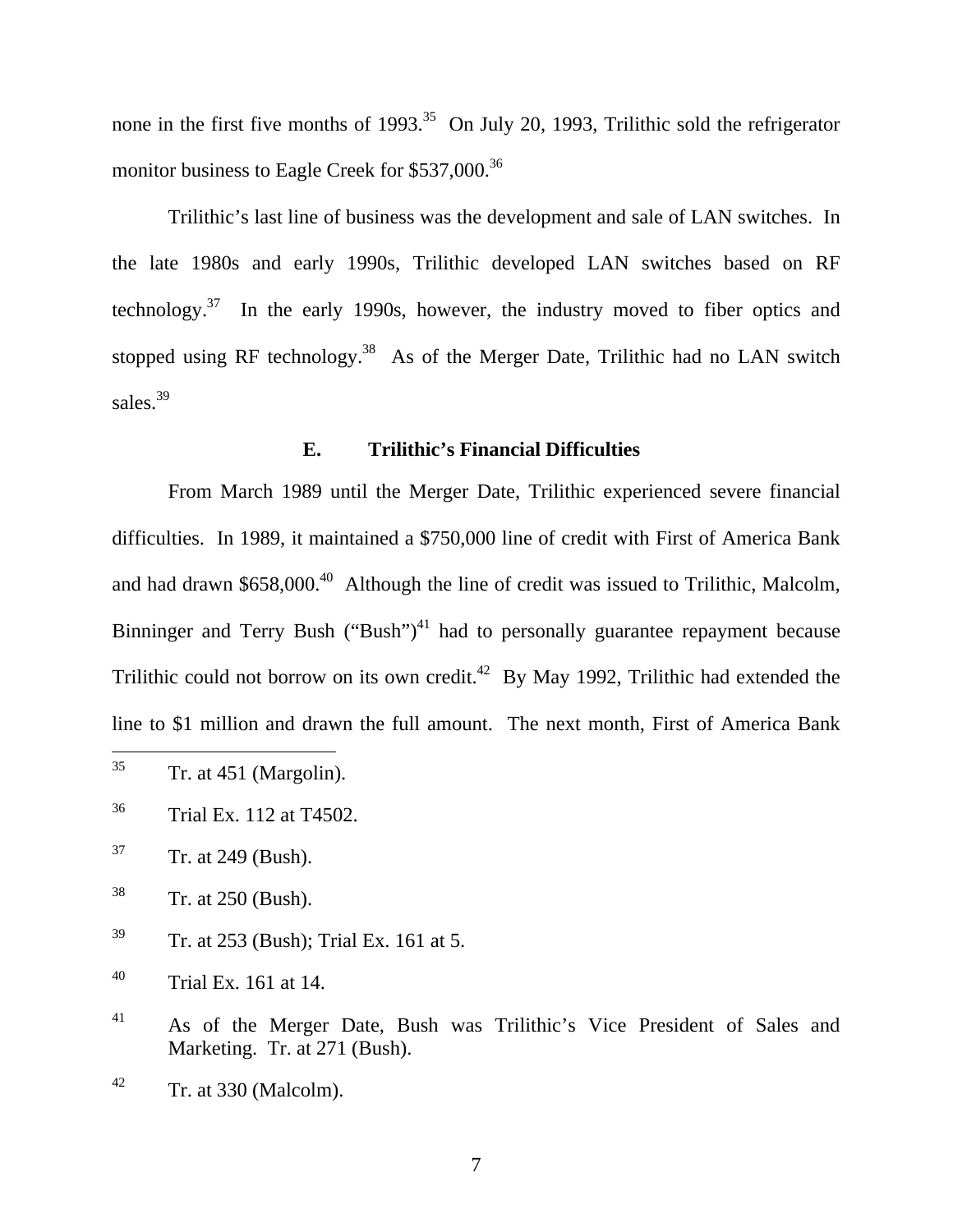none in the first five months of 1993.[35] On July 20, 1993, Trilithic sold the refrigerator monitor business to Eagle Creek for $537,000.[36]

Trilithic's last line of business was the development and sale of LAN switches. In the late 1980s and early 1990s, Trilithic developed LAN switches based on RF technology.[37] In the early 1990s, however, the industry moved to fiber optics and stopped using RF technology.[38] As of the Merger Date, Trilithic had no LAN switch sales.[39]

### E. Trilithic's Financial Difficulties

From March 1989 until the Merger Date, Trilithic experienced severe financial difficulties. In 1989, it maintained a $750,000 line of credit with First of America Bank and had drawn $658,000.[40] Although the line of credit was issued to Trilithic, Malcolm, Binninger and Terry Bush ("Bush")[41] had to personally guarantee repayment because Trilithic could not borrow on its own credit.[42] By May 1992, Trilithic had extended the line to $1 million and drawn the full amount. The next month, First of America Bank

---

[35] Tr. at 451 (Margolin).

[36] Trial Ex. 112 at T4502.

[37] Tr. at 249 (Bush).

[38] Tr. at 250 (Bush).

[39] Tr. at 253 (Bush); Trial Ex. 161 at 5.

[40] Trial Ex. 161 at 14.

[41] As of the Merger Date, Bush was Trilithic's Vice President of Sales and Marketing. Tr. at 271 (Bush).

[42] Tr. at 330 (Malcolm).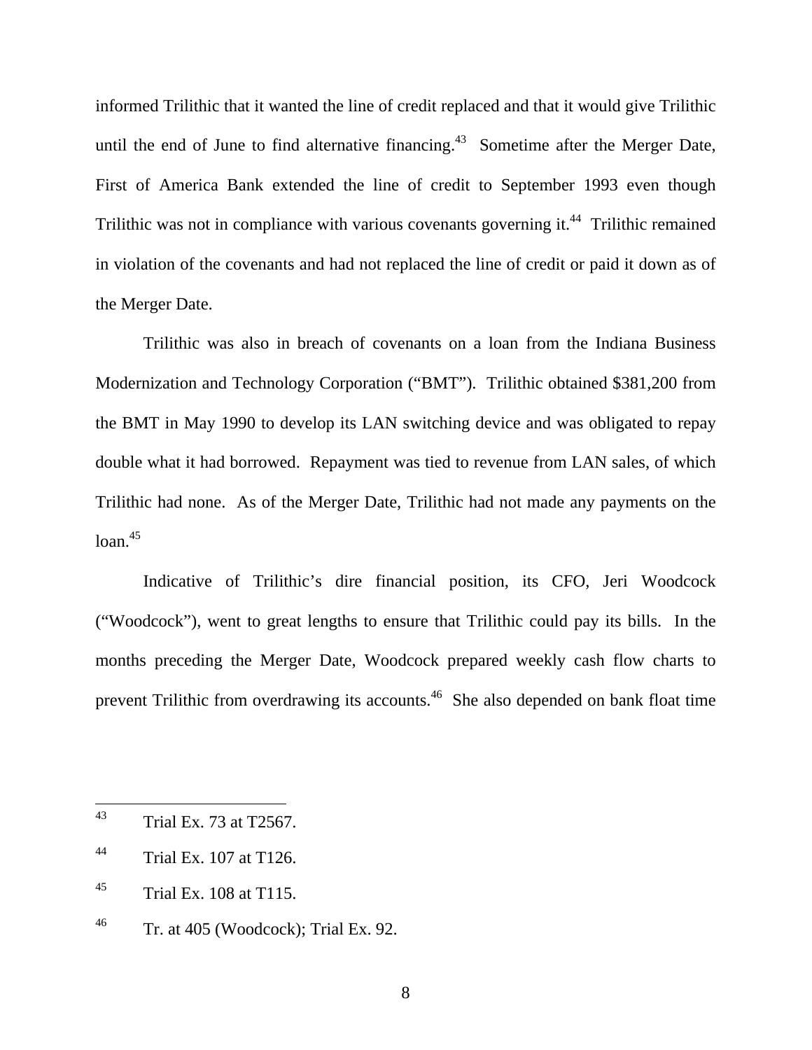informed Trilithic that it wanted the line of credit replaced and that it would give Trilithic until the end of June to find alternative financing.[43] Sometime after the Merger Date, First of America Bank extended the line of credit to September 1993 even though Trilithic was not in compliance with various covenants governing it.[44] Trilithic remained in violation of the covenants and had not replaced the line of credit or paid it down as of the Merger Date.

Trilithic was also in breach of covenants on a loan from the Indiana Business Modernization and Technology Corporation ("BMT"). Trilithic obtained $381,200 from the BMT in May 1990 to develop its LAN switching device and was obligated to repay double what it had borrowed. Repayment was tied to revenue from LAN sales, of which Trilithic had none. As of the Merger Date, Trilithic had not made any payments on the loan.[45]

Indicative of Trilithic's dire financial position, its CFO, Jeri Woodcock ("Woodcock"), went to great lengths to ensure that Trilithic could pay its bills. In the months preceding the Merger Date, Woodcock prepared weekly cash flow charts to prevent Trilithic from overdrawing its accounts.[46] She also depended on bank float time

---

[43] Trial Ex. 73 at T2567.

[44] Trial Ex. 107 at T126.

[45] Trial Ex. 108 at T115.

[46] Tr. at 405 (Woodcock); Trial Ex. 92.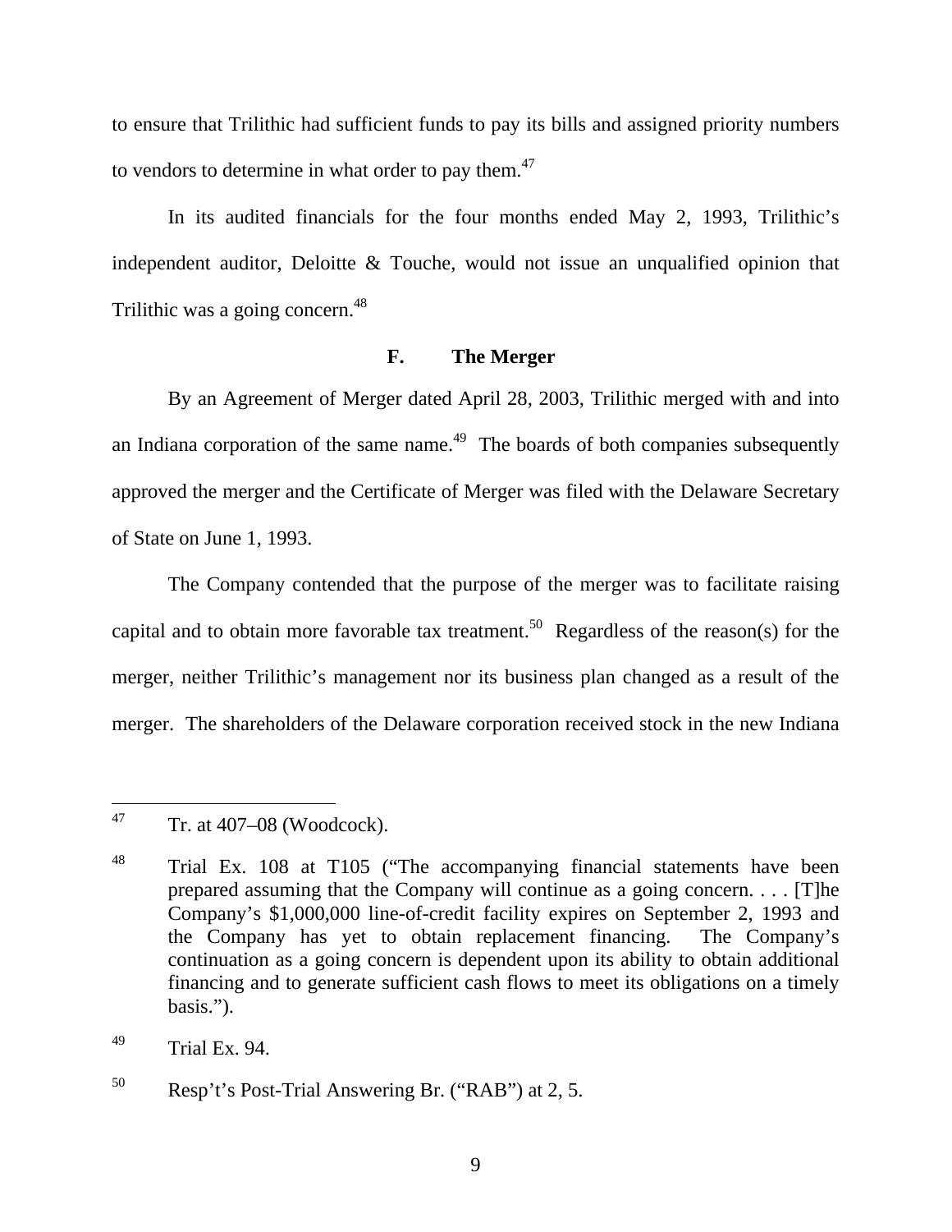to ensure that Trilithic had sufficient funds to pay its bills and assigned priority numbers to vendors to determine in what order to pay them.[47]

In its audited financials for the four months ended May 2, 1993, Trilithic's independent auditor, Deloitte & Touche, would not issue an unqualified opinion that Trilithic was a going concern.[48]

### F. The Merger

By an Agreement of Merger dated April 28, 2003, Trilithic merged with and into an Indiana corporation of the same name.[49] The boards of both companies subsequently approved the merger and the Certificate of Merger was filed with the Delaware Secretary of State on June 1, 1993.

The Company contended that the purpose of the merger was to facilitate raising capital and to obtain more favorable tax treatment.[50] Regardless of the reason(s) for the merger, neither Trilithic's management nor its business plan changed as a result of the merger. The shareholders of the Delaware corporation received stock in the new Indiana

---

[47] Tr. at 407–08 (Woodcock).

[48] Trial Ex. 108 at T105 ("The accompanying financial statements have been prepared assuming that the Company will continue as a going concern. . . . [T]he Company's $1,000,000 line-of-credit facility expires on September 2, 1993 and the Company has yet to obtain replacement financing. The Company's continuation as a going concern is dependent upon its ability to obtain additional financing and to generate sufficient cash flows to meet its obligations on a timely basis.").

[49] Trial Ex. 94.

[50] Resp't's Post-Trial Answering Br. ("RAB") at 2, 5.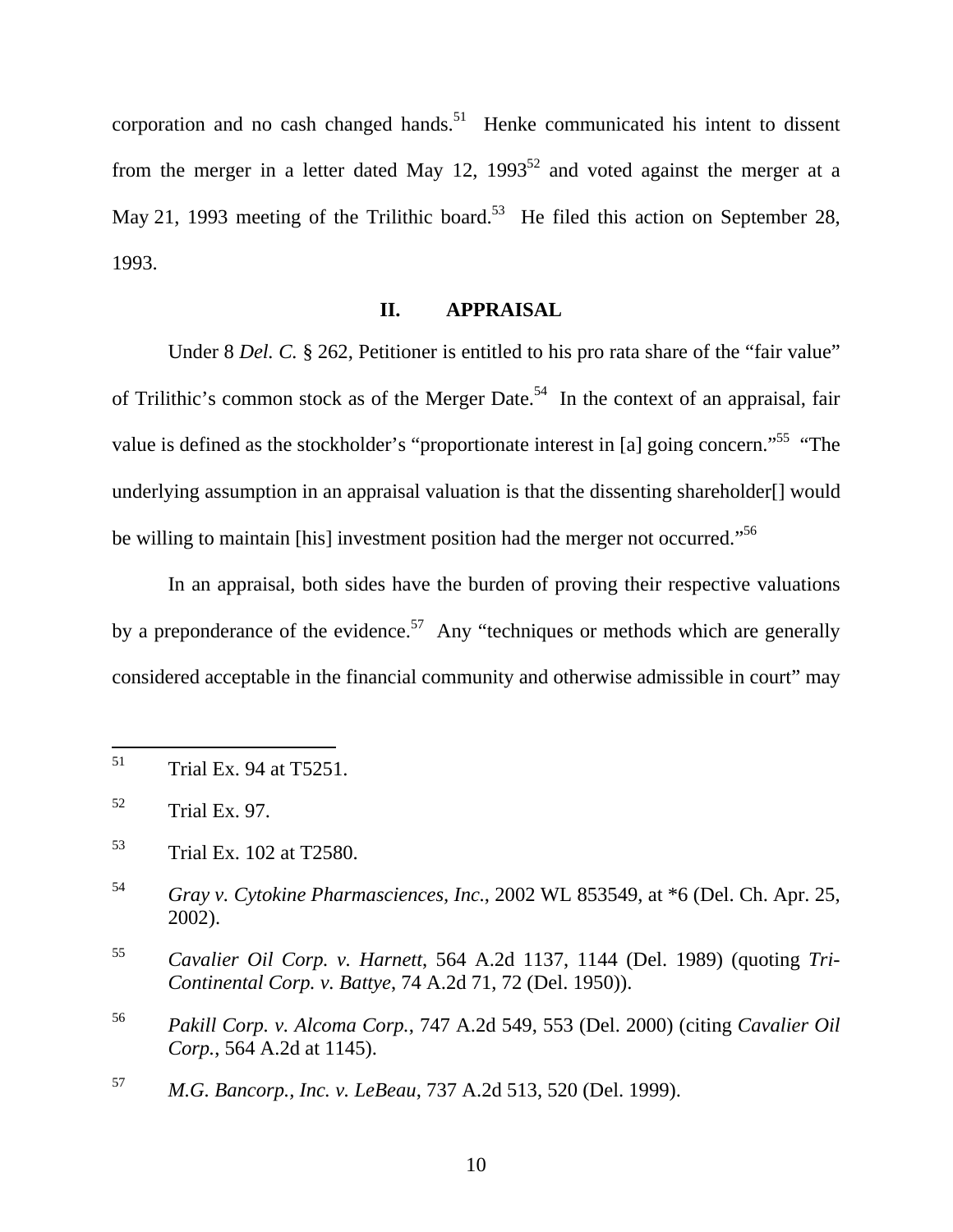corporation and no cash changed hands.[51] Henke communicated his intent to dissent from the merger in a letter dated May 12, 1993[52] and voted against the merger at a May 21, 1993 meeting of the Trilithic board.[53] He filed this action on September 28, 1993.

## II. APPRAISAL

Under 8 *Del. C.* § 262, Petitioner is entitled to his pro rata share of the "fair value" of Trilithic's common stock as of the Merger Date.[54] In the context of an appraisal, fair value is defined as the stockholder's "proportionate interest in [a] going concern."[55] "The underlying assumption in an appraisal valuation is that the dissenting shareholder[] would be willing to maintain [his] investment position had the merger not occurred."[56]

In an appraisal, both sides have the burden of proving their respective valuations by a preponderance of the evidence.[57] Any "techniques or methods which are generally considered acceptable in the financial community and otherwise admissible in court" may

---

[51] Trial Ex. 94 at T5251.

[52] Trial Ex. 97.

[53] Trial Ex. 102 at T2580.

[54] *Gray v. Cytokine Pharmasciences, Inc.*, 2002 WL 853549, at *6 (Del. Ch. Apr. 25, 2002).

[55] *Cavalier Oil Corp. v. Harnett*, 564 A.2d 1137, 1144 (Del. 1989) (quoting *Tri-Continental Corp. v. Battye*, 74 A.2d 71, 72 (Del. 1950)).

[56] *Pakill Corp. v. Alcoma Corp.*, 747 A.2d 549, 553 (Del. 2000) (citing *Cavalier Oil Corp.*, 564 A.2d at 1145).

[57] *M.G. Bancorp., Inc. v. LeBeau*, 737 A.2d 513, 520 (Del. 1999).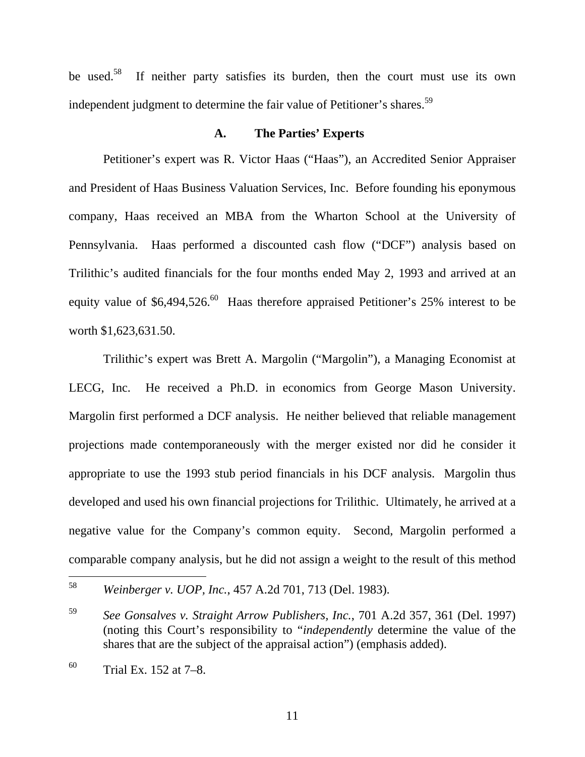be used.[58] If neither party satisfies its burden, then the court must use its own independent judgment to determine the fair value of Petitioner's shares.[59]

### A. The Parties' Experts

Petitioner's expert was R. Victor Haas ("Haas"), an Accredited Senior Appraiser and President of Haas Business Valuation Services, Inc. Before founding his eponymous company, Haas received an MBA from the Wharton School at the University of Pennsylvania. Haas performed a discounted cash flow ("DCF") analysis based on Trilithic's audited financials for the four months ended May 2, 1993 and arrived at an equity value of $6,494,526.[60] Haas therefore appraised Petitioner's 25% interest to be worth $1,623,631.50.

Trilithic's expert was Brett A. Margolin ("Margolin"), a Managing Economist at LECG, Inc. He received a Ph.D. in economics from George Mason University. Margolin first performed a DCF analysis. He neither believed that reliable management projections made contemporaneously with the merger existed nor did he consider it appropriate to use the 1993 stub period financials in his DCF analysis. Margolin thus developed and used his own financial projections for Trilithic. Ultimately, he arrived at a negative value for the Company's common equity. Second, Margolin performed a comparable company analysis, but he did not assign a weight to the result of this method

---

[58] *Weinberger v. UOP, Inc.*, 457 A.2d 701, 713 (Del. 1983).

[59] *See Gonsalves v. Straight Arrow Publishers, Inc.*, 701 A.2d 357, 361 (Del. 1997) (noting this Court's responsibility to "*independently* determine the value of the shares that are the subject of the appraisal action") (emphasis added).

[60] Trial Ex. 152 at 7–8.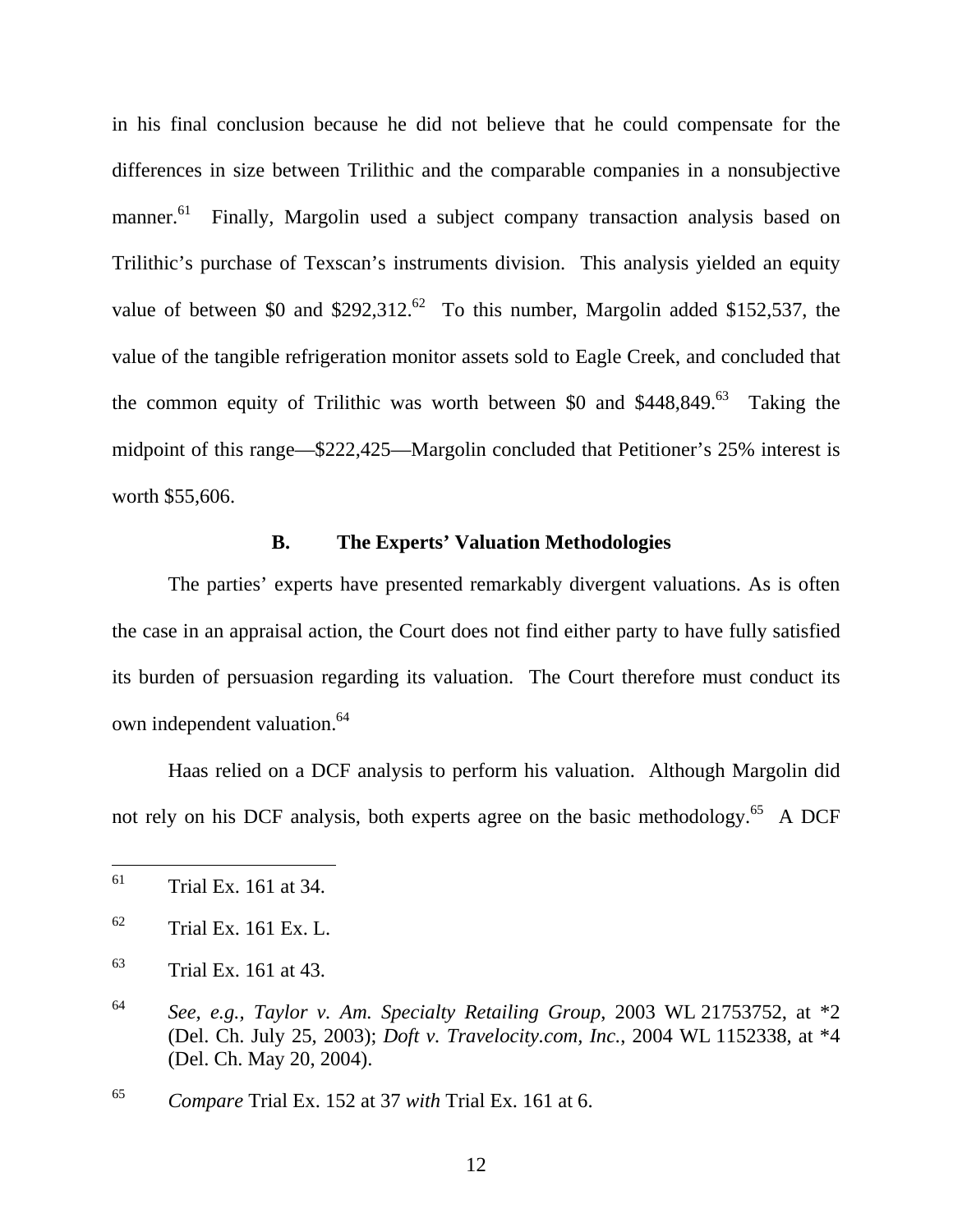in his final conclusion because he did not believe that he could compensate for the differences in size between Trilithic and the comparable companies in a nonsubjective manner.[61] Finally, Margolin used a subject company transaction analysis based on Trilithic's purchase of Texscan's instruments division. This analysis yielded an equity value of between $0 and $292,312.[62] To this number, Margolin added $152,537, the value of the tangible refrigeration monitor assets sold to Eagle Creek, and concluded that the common equity of Trilithic was worth between $0 and $448,849.[63] Taking the midpoint of this range—$222,425—Margolin concluded that Petitioner's 25% interest is worth $55,606.

### B. The Experts' Valuation Methodologies

The parties' experts have presented remarkably divergent valuations. As is often the case in an appraisal action, the Court does not find either party to have fully satisfied its burden of persuasion regarding its valuation. The Court therefore must conduct its own independent valuation.[64]

Haas relied on a DCF analysis to perform his valuation. Although Margolin did not rely on his DCF analysis, both experts agree on the basic methodology.[65] A DCF

---

[61] Trial Ex. 161 at 34.

[62] Trial Ex. 161 Ex. L.

[63] Trial Ex. 161 at 43.

[64] *See, e.g.*, *Taylor v. Am. Specialty Retailing Group*, 2003 WL 21753752, at *2 (Del. Ch. July 25, 2003); *Doft v. Travelocity.com, Inc.*, 2004 WL 1152338, at *4 (Del. Ch. May 20, 2004).

[65] *Compare* Trial Ex. 152 at 37 *with* Trial Ex. 161 at 6.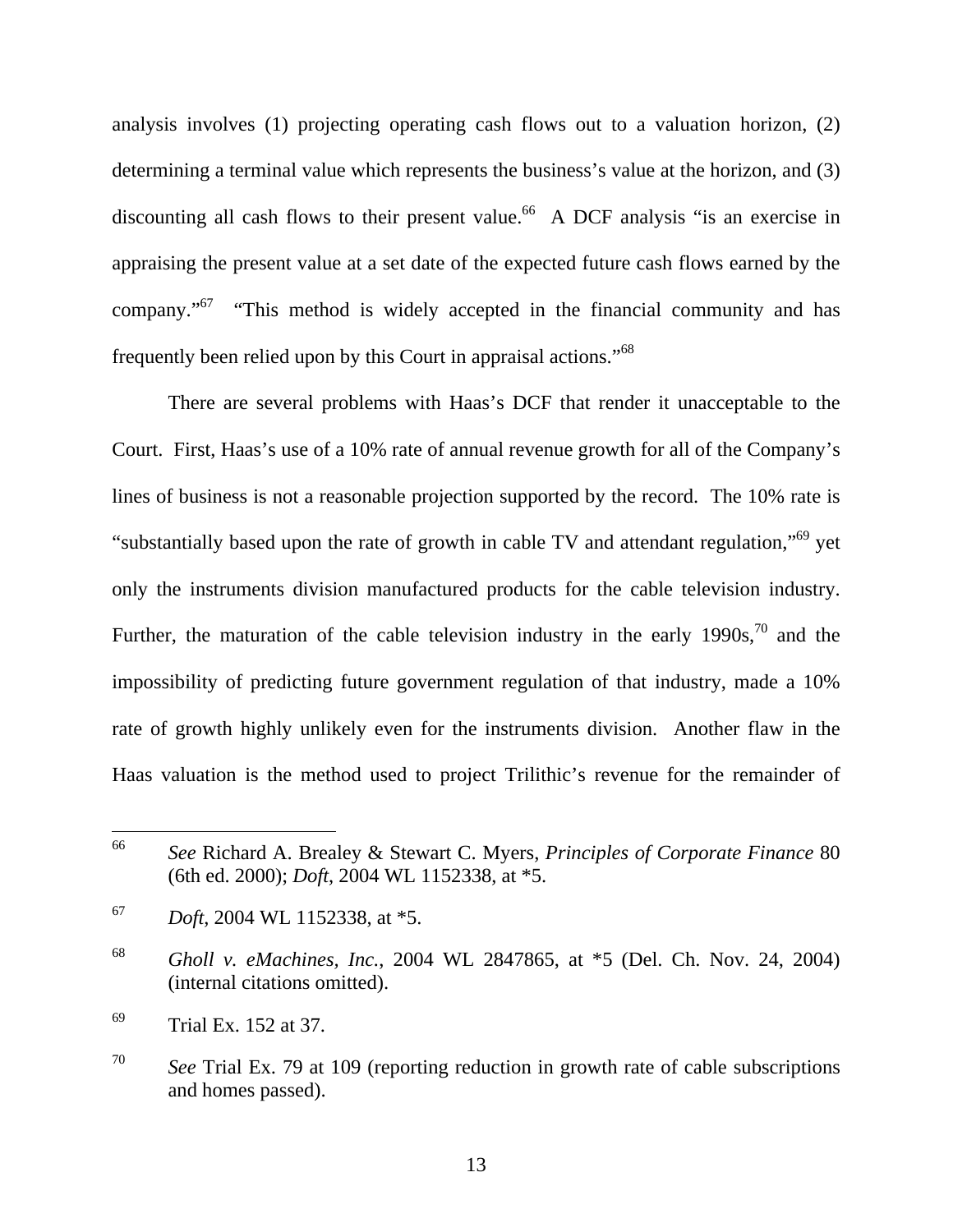analysis involves (1) projecting operating cash flows out to a valuation horizon, (2) determining a terminal value which represents the business's value at the horizon, and (3) discounting all cash flows to their present value.[66] A DCF analysis "is an exercise in appraising the present value at a set date of the expected future cash flows earned by the company."[67] "This method is widely accepted in the financial community and has frequently been relied upon by this Court in appraisal actions."[68]

There are several problems with Haas's DCF that render it unacceptable to the Court. First, Haas's use of a 10% rate of annual revenue growth for all of the Company's lines of business is not a reasonable projection supported by the record. The 10% rate is "substantially based upon the rate of growth in cable TV and attendant regulation,"[69] yet only the instruments division manufactured products for the cable television industry. Further, the maturation of the cable television industry in the early 1990s,[70] and the impossibility of predicting future government regulation of that industry, made a 10% rate of growth highly unlikely even for the instruments division. Another flaw in the Haas valuation is the method used to project Trilithic's revenue for the remainder of

---

[66] *See* Richard A. Brealey & Stewart C. Myers, *Principles of Corporate Finance* 80 (6th ed. 2000); *Doft*, 2004 WL 1152338, at *5.

[67] *Doft*, 2004 WL 1152338, at *5.

[68] *Gholl v. eMachines, Inc.*, 2004 WL 2847865, at *5 (Del. Ch. Nov. 24, 2004) (internal citations omitted).

[69] Trial Ex. 152 at 37.

[70] *See* Trial Ex. 79 at 109 (reporting reduction in growth rate of cable subscriptions and homes passed).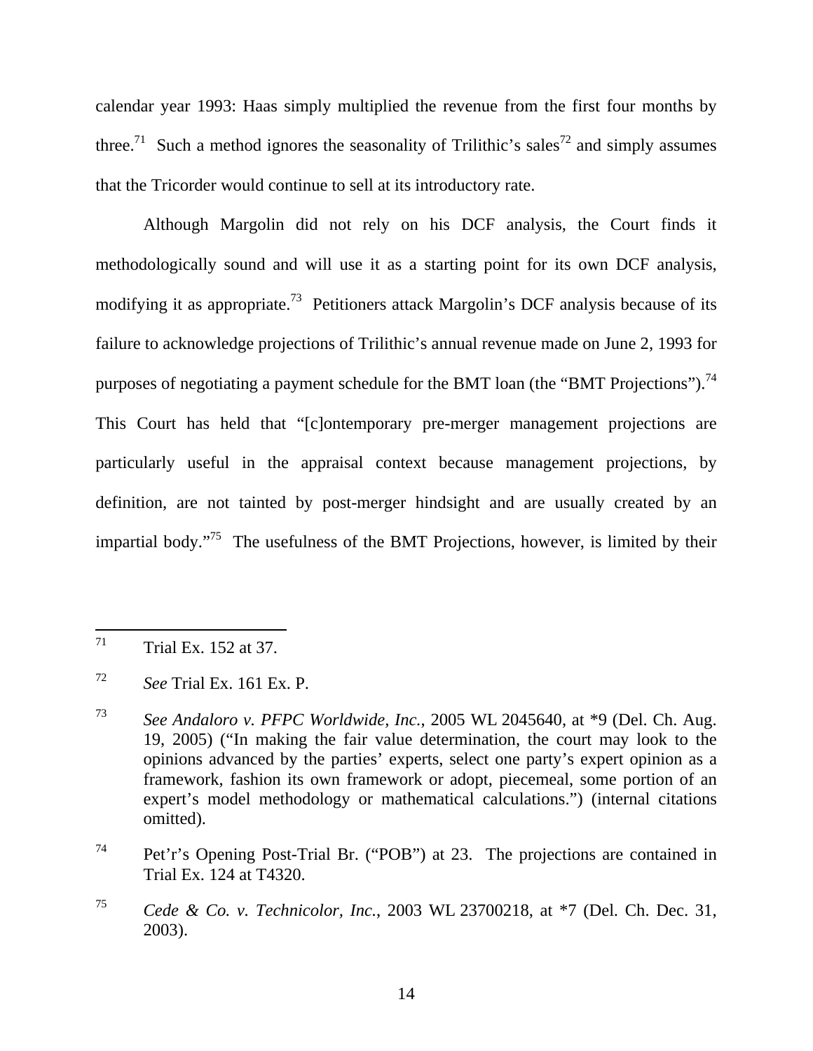calendar year 1993: Haas simply multiplied the revenue from the first four months by three.[71] Such a method ignores the seasonality of Trilithic's sales[72] and simply assumes that the Tricorder would continue to sell at its introductory rate.

Although Margolin did not rely on his DCF analysis, the Court finds it methodologically sound and will use it as a starting point for its own DCF analysis, modifying it as appropriate.[73] Petitioners attack Margolin's DCF analysis because of its failure to acknowledge projections of Trilithic's annual revenue made on June 2, 1993 for purposes of negotiating a payment schedule for the BMT loan (the "BMT Projections").[74] This Court has held that "[c]ontemporary pre-merger management projections are particularly useful in the appraisal context because management projections, by definition, are not tainted by post-merger hindsight and are usually created by an impartial body."[75] The usefulness of the BMT Projections, however, is limited by their

---

[71] Trial Ex. 152 at 37.

[72] *See* Trial Ex. 161 Ex. P.

[73] *See Andaloro v. PFPC Worldwide, Inc.*, 2005 WL 2045640, at *9 (Del. Ch. Aug. 19, 2005) ("In making the fair value determination, the court may look to the opinions advanced by the parties' experts, select one party's expert opinion as a framework, fashion its own framework or adopt, piecemeal, some portion of an expert's model methodology or mathematical calculations.") (internal citations omitted).

[74] Pet'r's Opening Post-Trial Br. ("POB") at 23. The projections are contained in Trial Ex. 124 at T4320.

[75] *Cede & Co. v. Technicolor, Inc.*, 2003 WL 23700218, at *7 (Del. Ch. Dec. 31, 2003).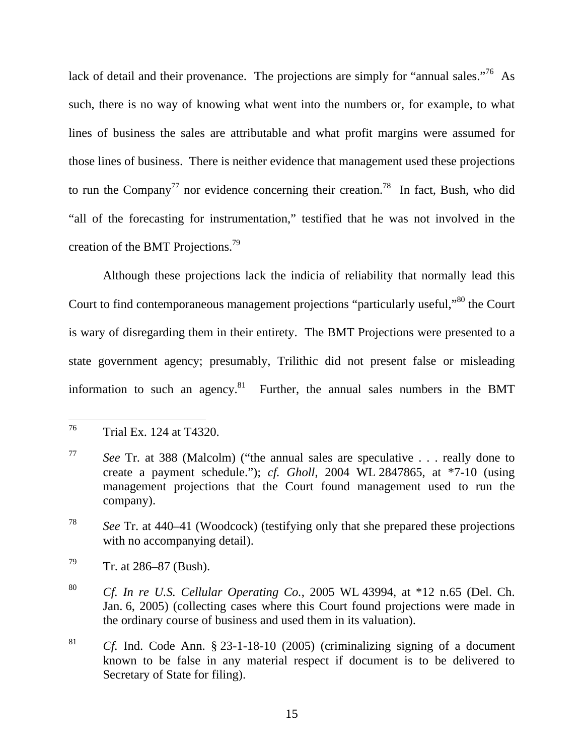lack of detail and their provenance. The projections are simply for "annual sales."[76] As such, there is no way of knowing what went into the numbers or, for example, to what lines of business the sales are attributable and what profit margins were assumed for those lines of business. There is neither evidence that management used these projections to run the Company[77] nor evidence concerning their creation.[78] In fact, Bush, who did "all of the forecasting for instrumentation," testified that he was not involved in the creation of the BMT Projections.[79]

Although these projections lack the indicia of reliability that normally lead this Court to find contemporaneous management projections "particularly useful,"[80] the Court is wary of disregarding them in their entirety. The BMT Projections were presented to a state government agency; presumably, Trilithic did not present false or misleading information to such an agency.[81] Further, the annual sales numbers in the BMT

---

[76] Trial Ex. 124 at T4320.

[77] *See* Tr. at 388 (Malcolm) ("the annual sales are speculative . . . really done to create a payment schedule."); *cf. Gholl*, 2004 WL 2847865, at *7-10 (using management projections that the Court found management used to run the company).

[78] *See* Tr. at 440–41 (Woodcock) (testifying only that she prepared these projections with no accompanying detail).

[79] Tr. at 286–87 (Bush).

[80] *Cf. In re U.S. Cellular Operating Co.*, 2005 WL 43994, at *12 n.65 (Del. Ch. Jan. 6, 2005) (collecting cases where this Court found projections were made in the ordinary course of business and used them in its valuation).

[81] *Cf.* Ind. Code Ann. § 23-1-18-10 (2005) (criminalizing signing of a document known to be false in any material respect if document is to be delivered to Secretary of State for filing).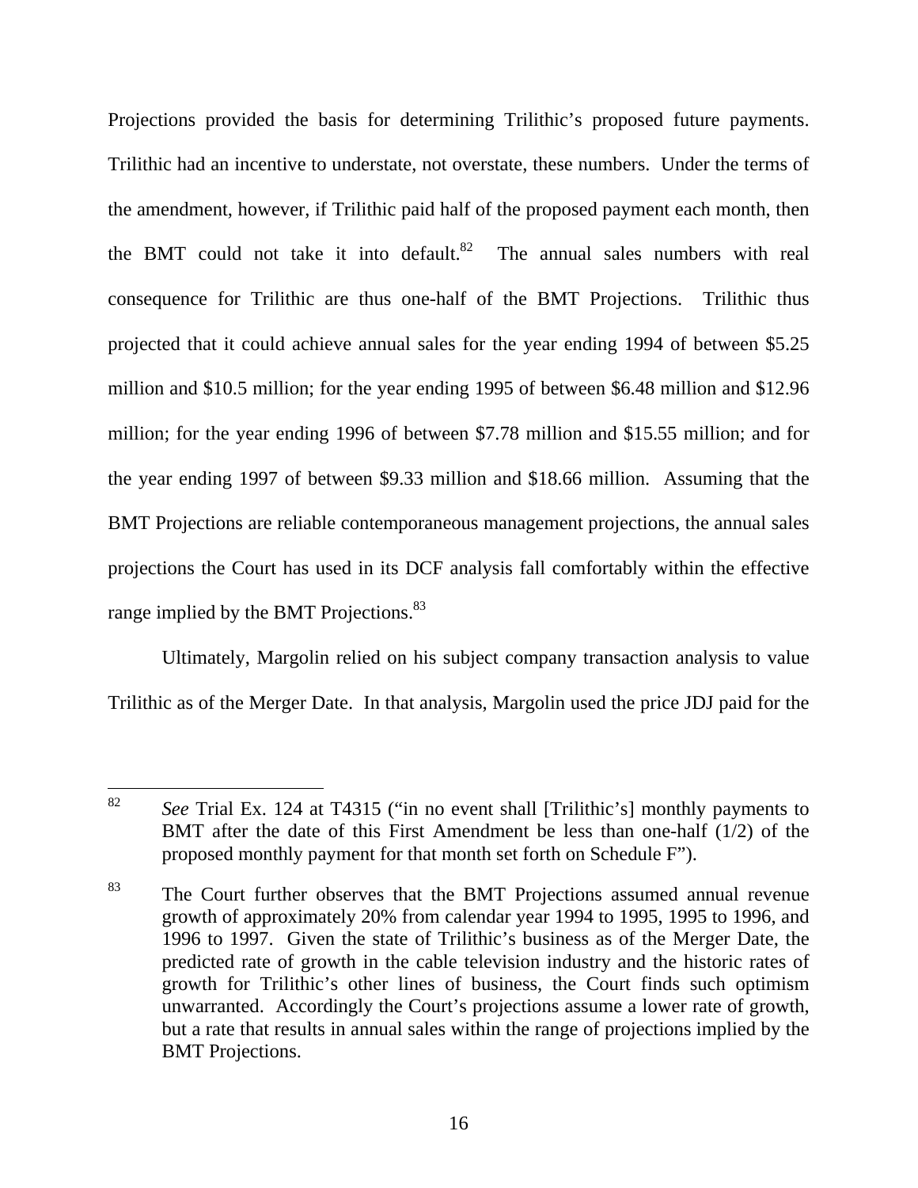Projections provided the basis for determining Trilithic's proposed future payments. Trilithic had an incentive to understate, not overstate, these numbers. Under the terms of the amendment, however, if Trilithic paid half of the proposed payment each month, then the BMT could not take it into default.[82] The annual sales numbers with real consequence for Trilithic are thus one-half of the BMT Projections. Trilithic thus projected that it could achieve annual sales for the year ending 1994 of between $5.25 million and $10.5 million; for the year ending 1995 of between $6.48 million and $12.96 million; for the year ending 1996 of between $7.78 million and $15.55 million; and for the year ending 1997 of between $9.33 million and $18.66 million. Assuming that the BMT Projections are reliable contemporaneous management projections, the annual sales projections the Court has used in its DCF analysis fall comfortably within the effective range implied by the BMT Projections.[83]

Ultimately, Margolin relied on his subject company transaction analysis to value Trilithic as of the Merger Date. In that analysis, Margolin used the price JDJ paid for the

---

[82] *See* Trial Ex. 124 at T4315 ("in no event shall [Trilithic's] monthly payments to BMT after the date of this First Amendment be less than one-half (1/2) of the proposed monthly payment for that month set forth on Schedule F").

[83] The Court further observes that the BMT Projections assumed annual revenue growth of approximately 20% from calendar year 1994 to 1995, 1995 to 1996, and 1996 to 1997. Given the state of Trilithic's business as of the Merger Date, the predicted rate of growth in the cable television industry and the historic rates of growth for Trilithic's other lines of business, the Court finds such optimism unwarranted. Accordingly the Court's projections assume a lower rate of growth, but a rate that results in annual sales within the range of projections implied by the BMT Projections.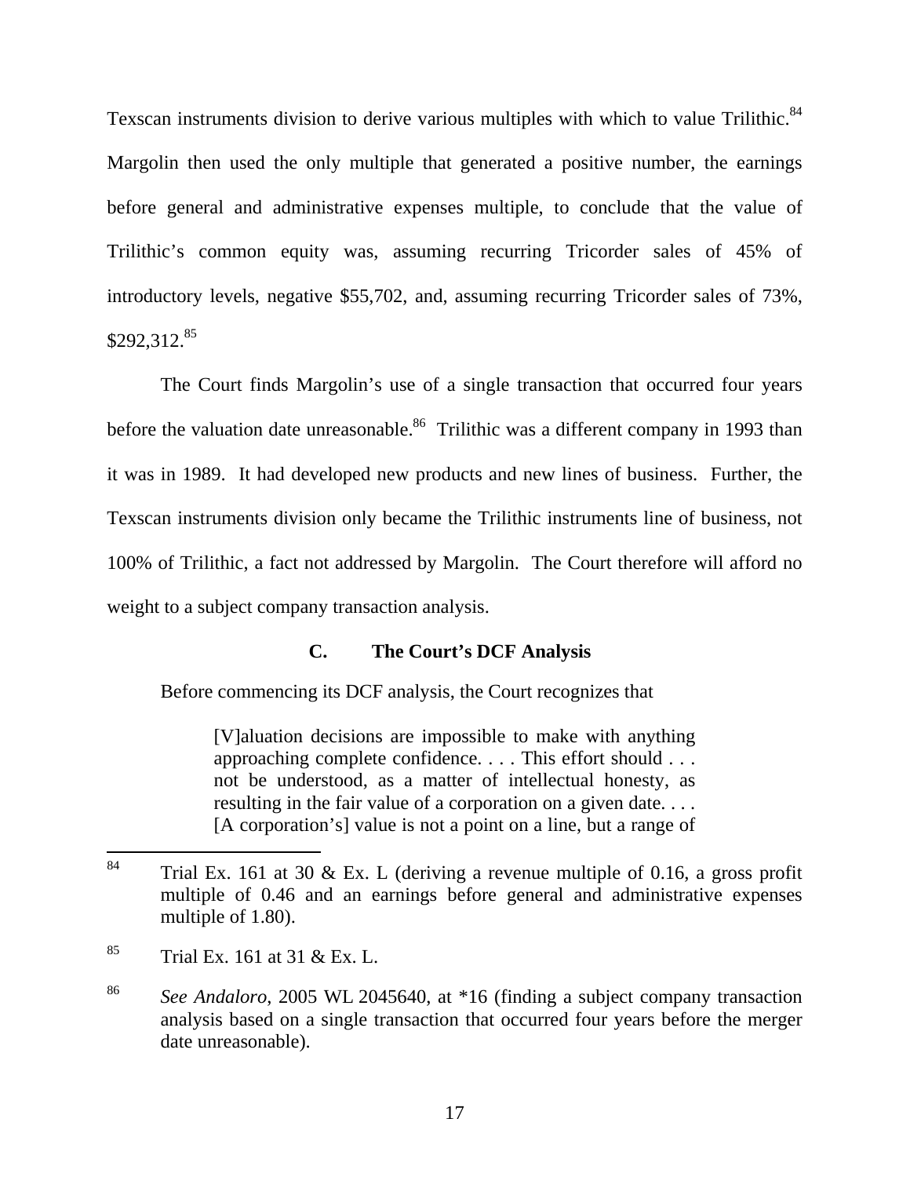Texscan instruments division to derive various multiples with which to value Trilithic.[84] Margolin then used the only multiple that generated a positive number, the earnings before general and administrative expenses multiple, to conclude that the value of Trilithic's common equity was, assuming recurring Tricorder sales of 45% of introductory levels, negative $55,702, and, assuming recurring Tricorder sales of 73%, $292,312.[85]

The Court finds Margolin's use of a single transaction that occurred four years before the valuation date unreasonable.[86] Trilithic was a different company in 1993 than it was in 1989. It had developed new products and new lines of business. Further, the Texscan instruments division only became the Trilithic instruments line of business, not 100% of Trilithic, a fact not addressed by Margolin. The Court therefore will afford no weight to a subject company transaction analysis.

### C. The Court's DCF Analysis

Before commencing its DCF analysis, the Court recognizes that

> [V]aluation decisions are impossible to make with anything approaching complete confidence. . . . This effort should . . . not be understood, as a matter of intellectual honesty, as resulting in the fair value of a corporation on a given date. . . . [A corporation's] value is not a point on a line, but a range of

---

[84] Trial Ex. 161 at 30 & Ex. L (deriving a revenue multiple of 0.16, a gross profit multiple of 0.46 and an earnings before general and administrative expenses multiple of 1.80).

[85] Trial Ex. 161 at 31 & Ex. L.

[86] *See Andaloro*, 2005 WL 2045640, at *16 (finding a subject company transaction analysis based on a single transaction that occurred four years before the merger date unreasonable).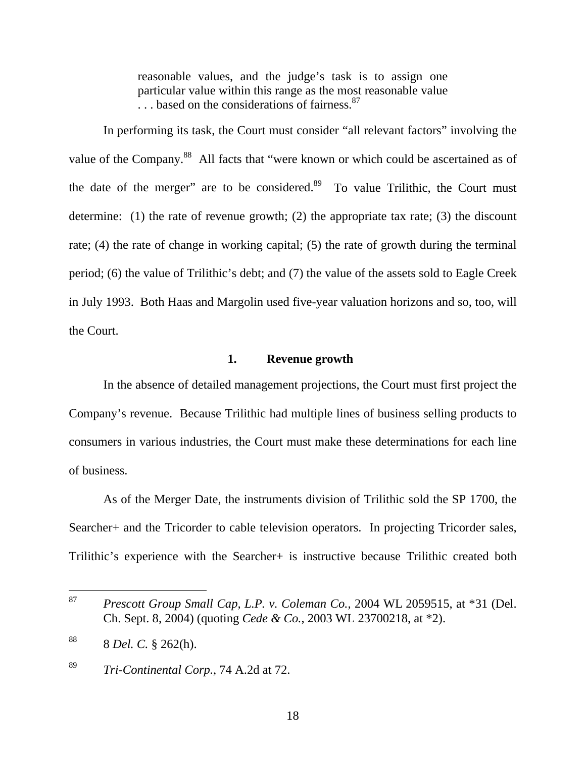> reasonable values, and the judge's task is to assign one particular value within this range as the most reasonable value . . . based on the considerations of fairness.[87]

In performing its task, the Court must consider "all relevant factors" involving the value of the Company.[88] All facts that "were known or which could be ascertained as of the date of the merger" are to be considered.[89] To value Trilithic, the Court must determine: (1) the rate of revenue growth; (2) the appropriate tax rate; (3) the discount rate; (4) the rate of change in working capital; (5) the rate of growth during the terminal period; (6) the value of Trilithic's debt; and (7) the value of the assets sold to Eagle Creek in July 1993. Both Haas and Margolin used five-year valuation horizons and so, too, will the Court.

**1. Revenue growth**

In the absence of detailed management projections, the Court must first project the Company's revenue. Because Trilithic had multiple lines of business selling products to consumers in various industries, the Court must make these determinations for each line of business.

As of the Merger Date, the instruments division of Trilithic sold the SP 1700, the Searcher+ and the Tricorder to cable television operators. In projecting Tricorder sales, Trilithic's experience with the Searcher+ is instructive because Trilithic created both

---

[87] *Prescott Group Small Cap, L.P. v. Coleman Co.*, 2004 WL 2059515, at *31 (Del. Ch. Sept. 8, 2004) (quoting *Cede & Co.*, 2003 WL 23700218, at *2).

[88] 8 *Del. C.* § 262(h).

[89] *Tri-Continental Corp.*, 74 A.2d at 72.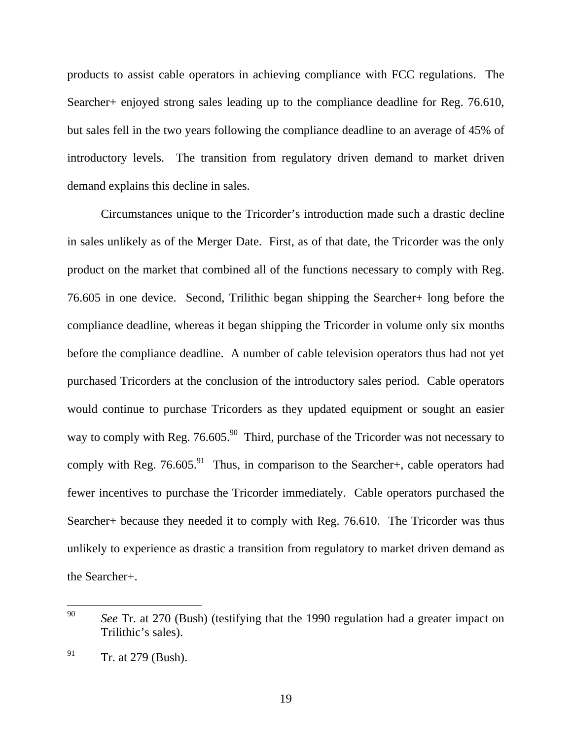products to assist cable operators in achieving compliance with FCC regulations. The Searcher+ enjoyed strong sales leading up to the compliance deadline for Reg. 76.610, but sales fell in the two years following the compliance deadline to an average of 45% of introductory levels. The transition from regulatory driven demand to market driven demand explains this decline in sales.

Circumstances unique to the Tricorder's introduction made such a drastic decline in sales unlikely as of the Merger Date. First, as of that date, the Tricorder was the only product on the market that combined all of the functions necessary to comply with Reg. 76.605 in one device. Second, Trilithic began shipping the Searcher+ long before the compliance deadline, whereas it began shipping the Tricorder in volume only six months before the compliance deadline. A number of cable television operators thus had not yet purchased Tricorders at the conclusion of the introductory sales period. Cable operators would continue to purchase Tricorders as they updated equipment or sought an easier way to comply with Reg. 76.605.[90] Third, purchase of the Tricorder was not necessary to comply with Reg. 76.605.[91] Thus, in comparison to the Searcher+, cable operators had fewer incentives to purchase the Tricorder immediately. Cable operators purchased the Searcher+ because they needed it to comply with Reg. 76.610. The Tricorder was thus unlikely to experience as drastic a transition from regulatory to market driven demand as the Searcher+.

---

[90] *See* Tr. at 270 (Bush) (testifying that the 1990 regulation had a greater impact on Trilithic's sales).

[91] Tr. at 279 (Bush).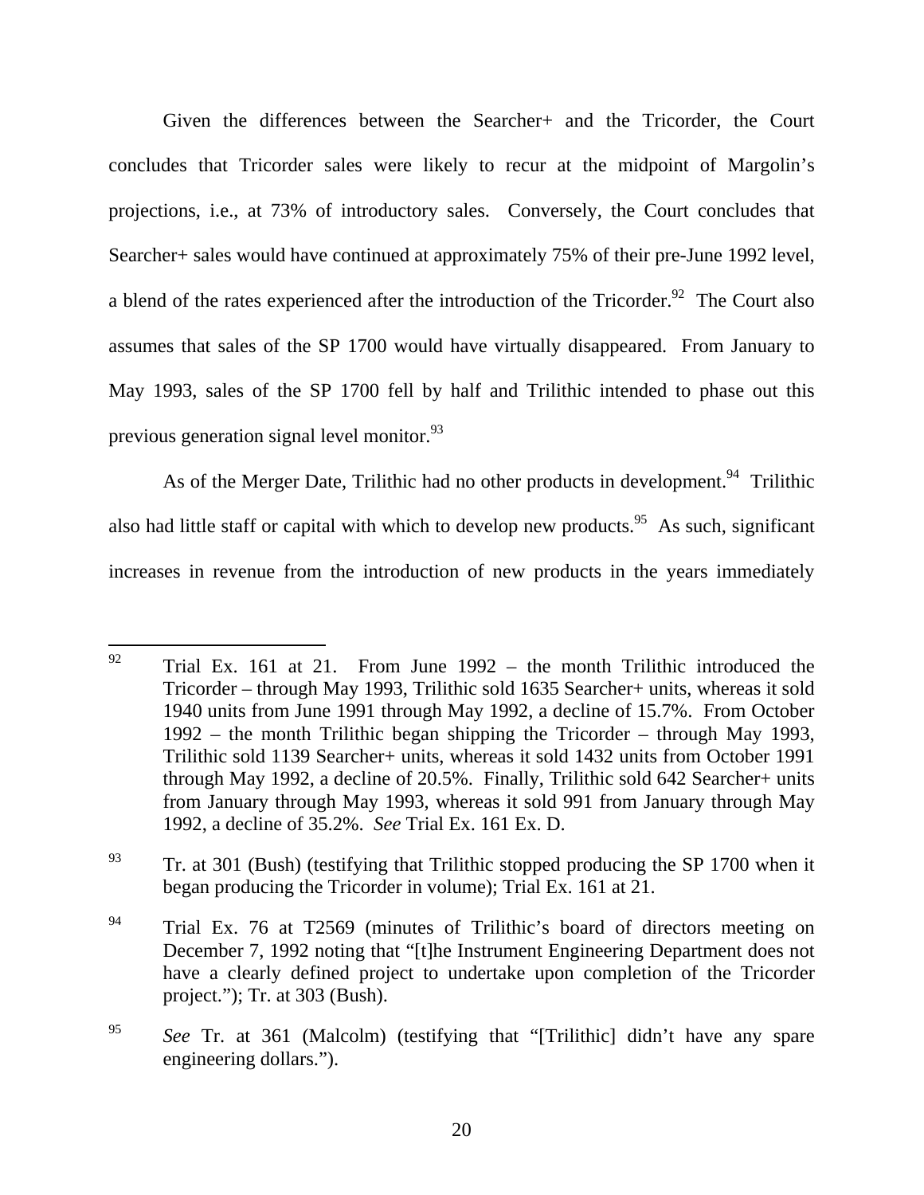Given the differences between the Searcher+ and the Tricorder, the Court concludes that Tricorder sales were likely to recur at the midpoint of Margolin's projections, i.e., at 73% of introductory sales. Conversely, the Court concludes that Searcher+ sales would have continued at approximately 75% of their pre-June 1992 level, a blend of the rates experienced after the introduction of the Tricorder.[92] The Court also assumes that sales of the SP 1700 would have virtually disappeared. From January to May 1993, sales of the SP 1700 fell by half and Trilithic intended to phase out this previous generation signal level monitor.[93]

As of the Merger Date, Trilithic had no other products in development.[94] Trilithic also had little staff or capital with which to develop new products.[95] As such, significant increases in revenue from the introduction of new products in the years immediately

---

[92] Trial Ex. 161 at 21. From June 1992 – the month Trilithic introduced the Tricorder – through May 1993, Trilithic sold 1635 Searcher+ units, whereas it sold 1940 units from June 1991 through May 1992, a decline of 15.7%. From October 1992 – the month Trilithic began shipping the Tricorder – through May 1993, Trilithic sold 1139 Searcher+ units, whereas it sold 1432 units from October 1991 through May 1992, a decline of 20.5%. Finally, Trilithic sold 642 Searcher+ units from January through May 1993, whereas it sold 991 from January through May 1992, a decline of 35.2%. *See* Trial Ex. 161 Ex. D.

[93] Tr. at 301 (Bush) (testifying that Trilithic stopped producing the SP 1700 when it began producing the Tricorder in volume); Trial Ex. 161 at 21.

[94] Trial Ex. 76 at T2569 (minutes of Trilithic's board of directors meeting on December 7, 1992 noting that "[t]he Instrument Engineering Department does not have a clearly defined project to undertake upon completion of the Tricorder project."); Tr. at 303 (Bush).

[95] *See* Tr. at 361 (Malcolm) (testifying that "[Trilithic] didn't have any spare engineering dollars.").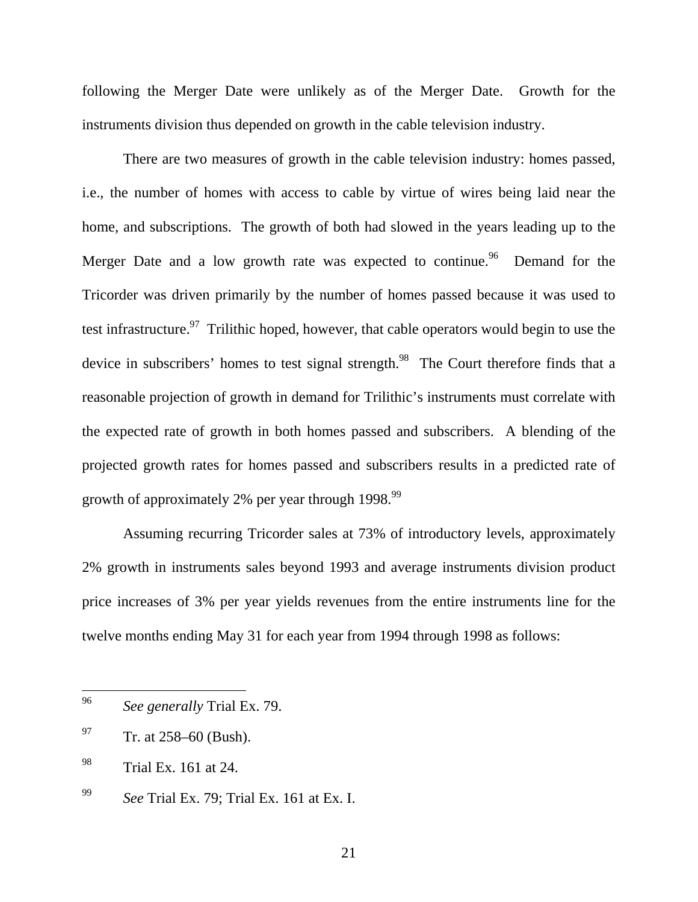following the Merger Date were unlikely as of the Merger Date. Growth for the instruments division thus depended on growth in the cable television industry.

There are two measures of growth in the cable television industry: homes passed, i.e., the number of homes with access to cable by virtue of wires being laid near the home, and subscriptions. The growth of both had slowed in the years leading up to the Merger Date and a low growth rate was expected to continue.[96] Demand for the Tricorder was driven primarily by the number of homes passed because it was used to test infrastructure.[97] Trilithic hoped, however, that cable operators would begin to use the device in subscribers' homes to test signal strength.[98] The Court therefore finds that a reasonable projection of growth in demand for Trilithic's instruments must correlate with the expected rate of growth in both homes passed and subscribers. A blending of the projected growth rates for homes passed and subscribers results in a predicted rate of growth of approximately 2% per year through 1998.[99]

Assuming recurring Tricorder sales at 73% of introductory levels, approximately 2% growth in instruments sales beyond 1993 and average instruments division product price increases of 3% per year yields revenues from the entire instruments line for the twelve months ending May 31 for each year from 1994 through 1998 as follows:

---

[96] *See generally* Trial Ex. 79.

[97] Tr. at 258–60 (Bush).

[98] Trial Ex. 161 at 24.

[99] *See* Trial Ex. 79; Trial Ex. 161 at Ex. I.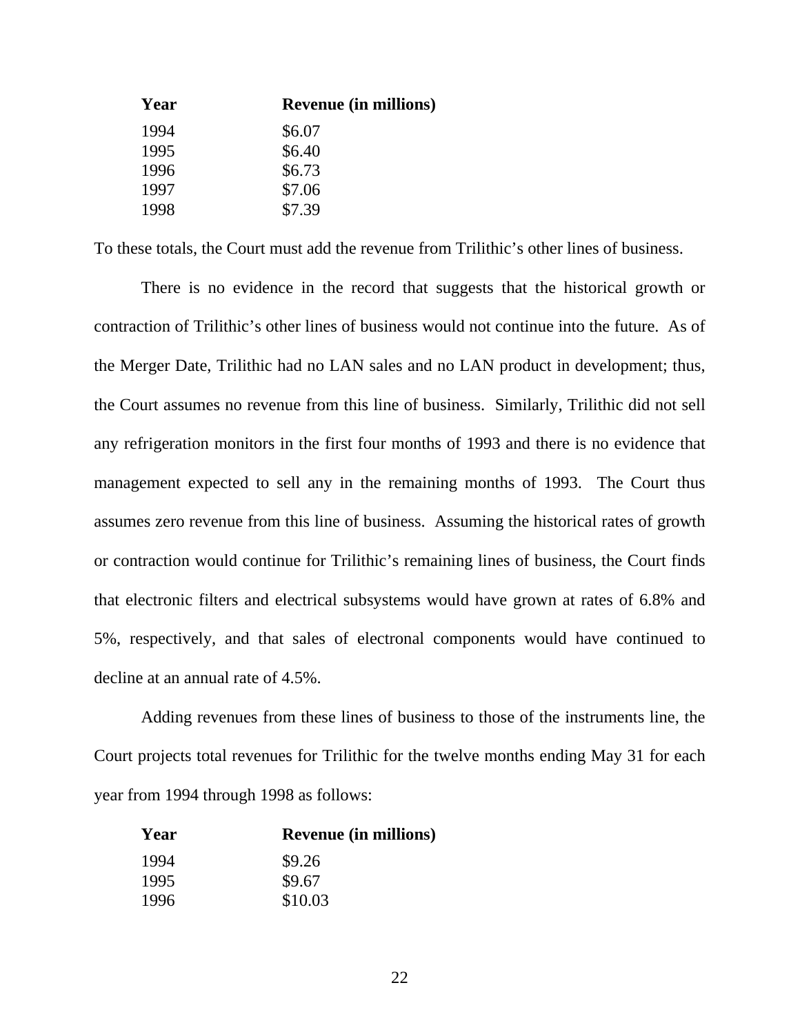| Year | Revenue (in millions) |
|---|---|
| 1994 | $6.07 |
| 1995 | $6.40 |
| 1996 | $6.73 |
| 1997 | $7.06 |
| 1998 | $7.39 |

To these totals, the Court must add the revenue from Trilithic's other lines of business.

There is no evidence in the record that suggests that the historical growth or contraction of Trilithic's other lines of business would not continue into the future. As of the Merger Date, Trilithic had no LAN sales and no LAN product in development; thus, the Court assumes no revenue from this line of business. Similarly, Trilithic did not sell any refrigeration monitors in the first four months of 1993 and there is no evidence that management expected to sell any in the remaining months of 1993. The Court thus assumes zero revenue from this line of business. Assuming the historical rates of growth or contraction would continue for Trilithic's remaining lines of business, the Court finds that electronic filters and electrical subsystems would have grown at rates of 6.8% and 5%, respectively, and that sales of electronal components would have continued to decline at an annual rate of 4.5%.

Adding revenues from these lines of business to those of the instruments line, the Court projects total revenues for Trilithic for the twelve months ending May 31 for each year from 1994 through 1998 as follows:

| Year | Revenue (in millions) |
|---|---|
| 1994 | $9.26 |
| 1995 | $9.67 |
| 1996 | $10.03 |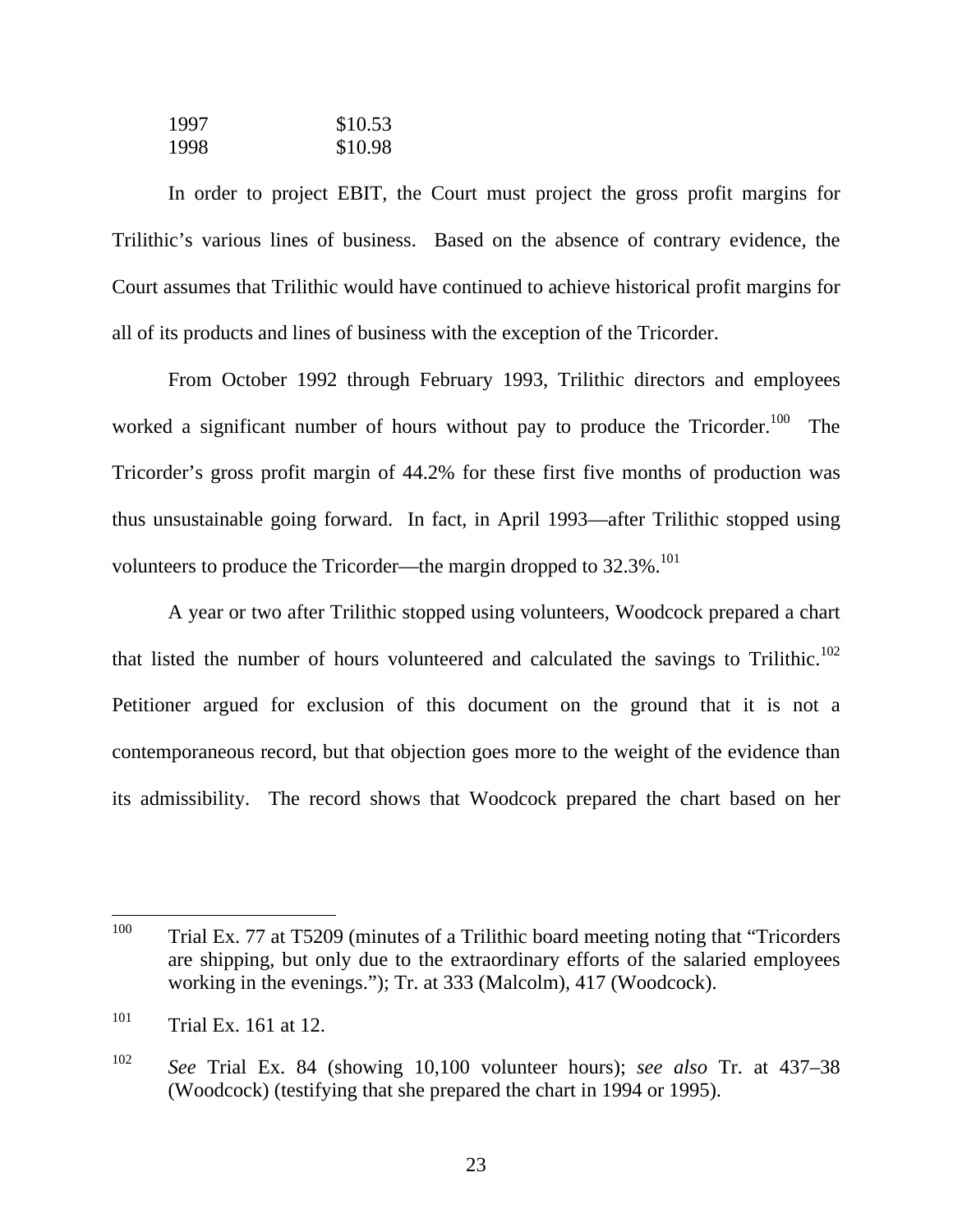| | |
|---|---|
| 1997 | $10.53 |
| 1998 | $10.98 |

In order to project EBIT, the Court must project the gross profit margins for Trilithic's various lines of business. Based on the absence of contrary evidence, the Court assumes that Trilithic would have continued to achieve historical profit margins for all of its products and lines of business with the exception of the Tricorder.

From October 1992 through February 1993, Trilithic directors and employees worked a significant number of hours without pay to produce the Tricorder.[100] The Tricorder's gross profit margin of 44.2% for these first five months of production was thus unsustainable going forward. In fact, in April 1993—after Trilithic stopped using volunteers to produce the Tricorder—the margin dropped to 32.3%.[101]

A year or two after Trilithic stopped using volunteers, Woodcock prepared a chart that listed the number of hours volunteered and calculated the savings to Trilithic.[102] Petitioner argued for exclusion of this document on the ground that it is not a contemporaneous record, but that objection goes more to the weight of the evidence than its admissibility. The record shows that Woodcock prepared the chart based on her

---

[100] Trial Ex. 77 at T5209 (minutes of a Trilithic board meeting noting that "Tricorders are shipping, but only due to the extraordinary efforts of the salaried employees working in the evenings."); Tr. at 333 (Malcolm), 417 (Woodcock).

[101] Trial Ex. 161 at 12.

[102] *See* Trial Ex. 84 (showing 10,100 volunteer hours); *see also* Tr. at 437–38 (Woodcock) (testifying that she prepared the chart in 1994 or 1995).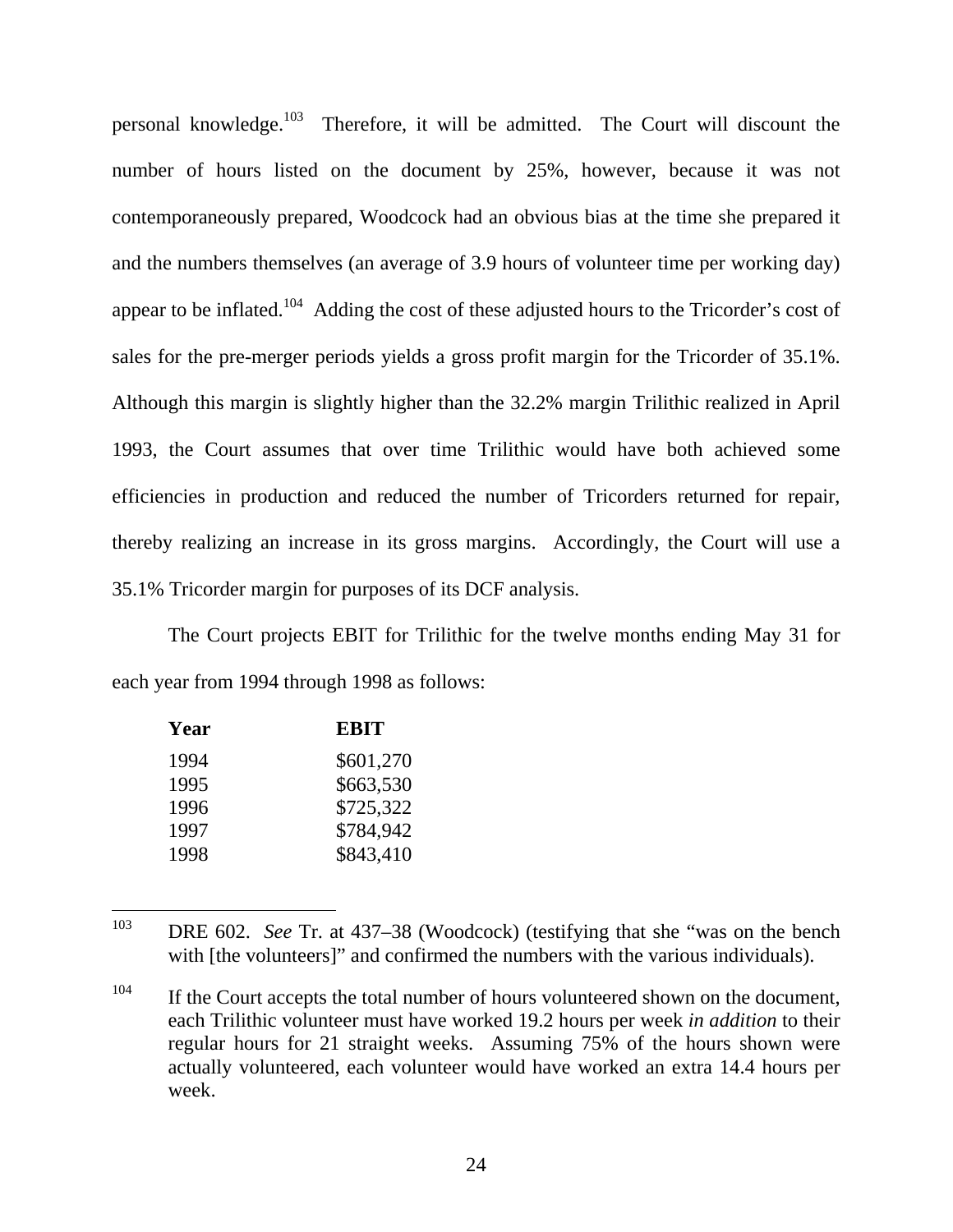personal knowledge.[103] Therefore, it will be admitted. The Court will discount the number of hours listed on the document by 25%, however, because it was not contemporaneously prepared, Woodcock had an obvious bias at the time she prepared it and the numbers themselves (an average of 3.9 hours of volunteer time per working day) appear to be inflated.[104] Adding the cost of these adjusted hours to the Tricorder's cost of sales for the pre-merger periods yields a gross profit margin for the Tricorder of 35.1%. Although this margin is slightly higher than the 32.2% margin Trilithic realized in April 1993, the Court assumes that over time Trilithic would have both achieved some efficiencies in production and reduced the number of Tricorders returned for repair, thereby realizing an increase in its gross margins. Accordingly, the Court will use a 35.1% Tricorder margin for purposes of its DCF analysis.

The Court projects EBIT for Trilithic for the twelve months ending May 31 for each year from 1994 through 1998 as follows:

| Year | EBIT |
|---|---|
| 1994 | $601,270 |
| 1995 | $663,530 |
| 1996 | $725,322 |
| 1997 | $784,942 |
| 1998 | $843,410 |

---

[103] DRE 602. *See* Tr. at 437–38 (Woodcock) (testifying that she "was on the bench with [the volunteers]" and confirmed the numbers with the various individuals).

[104] If the Court accepts the total number of hours volunteered shown on the document, each Trilithic volunteer must have worked 19.2 hours per week *in addition* to their regular hours for 21 straight weeks. Assuming 75% of the hours shown were actually volunteered, each volunteer would have worked an extra 14.4 hours per week.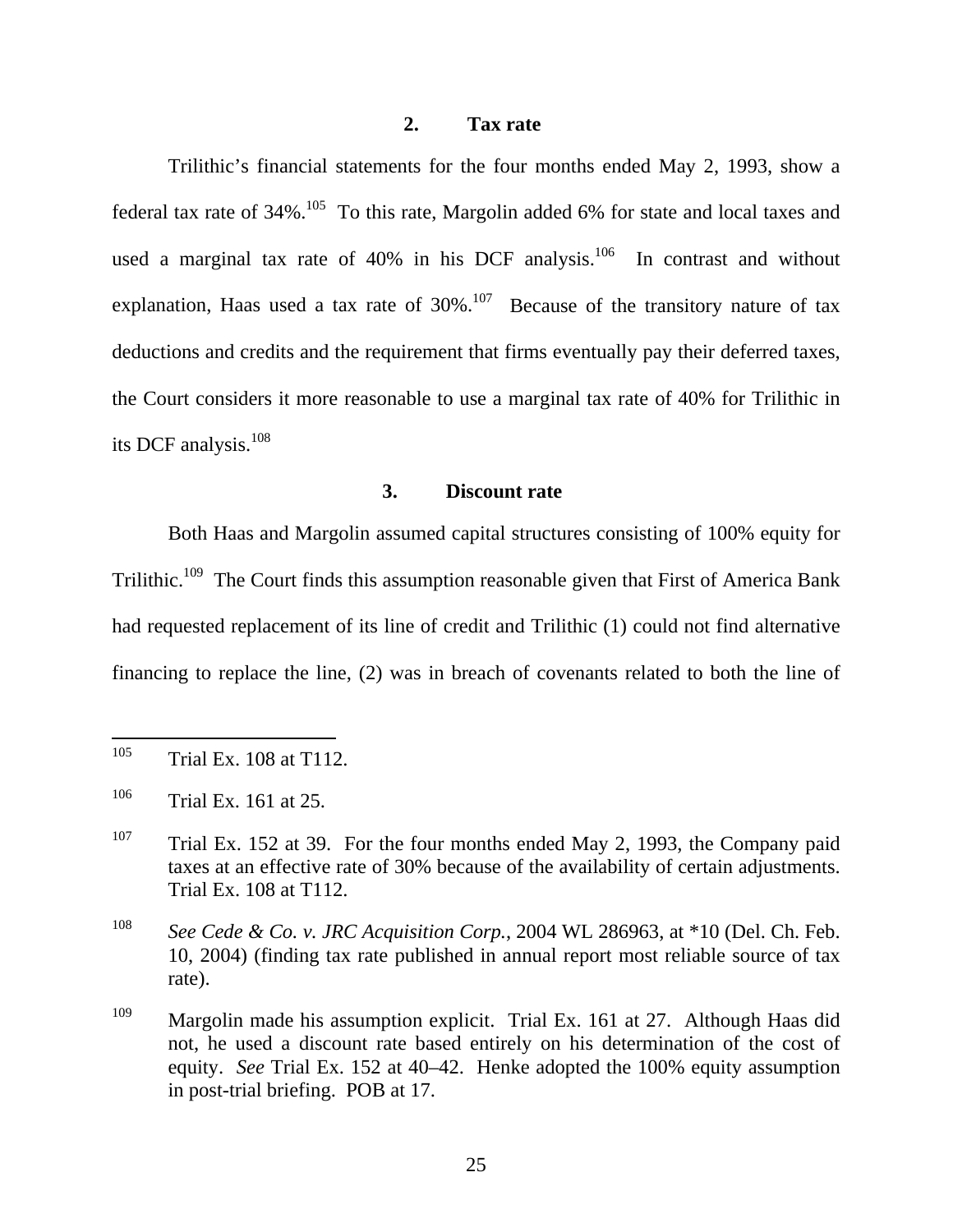### 2. Tax rate

Trilithic's financial statements for the four months ended May 2, 1993, show a federal tax rate of 34%.[105] To this rate, Margolin added 6% for state and local taxes and used a marginal tax rate of 40% in his DCF analysis.[106] In contrast and without explanation, Haas used a tax rate of 30%.[107] Because of the transitory nature of tax deductions and credits and the requirement that firms eventually pay their deferred taxes, the Court considers it more reasonable to use a marginal tax rate of 40% for Trilithic in its DCF analysis.[108]

### 3. Discount rate

Both Haas and Margolin assumed capital structures consisting of 100% equity for Trilithic.[109] The Court finds this assumption reasonable given that First of America Bank had requested replacement of its line of credit and Trilithic (1) could not find alternative financing to replace the line, (2) was in breach of covenants related to both the line of

---

[105] Trial Ex. 108 at T112.

[106] Trial Ex. 161 at 25.

[107] Trial Ex. 152 at 39. For the four months ended May 2, 1993, the Company paid taxes at an effective rate of 30% because of the availability of certain adjustments. Trial Ex. 108 at T112.

[108] *See Cede & Co. v. JRC Acquisition Corp.*, 2004 WL 286963, at *10 (Del. Ch. Feb. 10, 2004) (finding tax rate published in annual report most reliable source of tax rate).

[109] Margolin made his assumption explicit. Trial Ex. 161 at 27. Although Haas did not, he used a discount rate based entirely on his determination of the cost of equity. *See* Trial Ex. 152 at 40–42. Henke adopted the 100% equity assumption in post-trial briefing. POB at 17.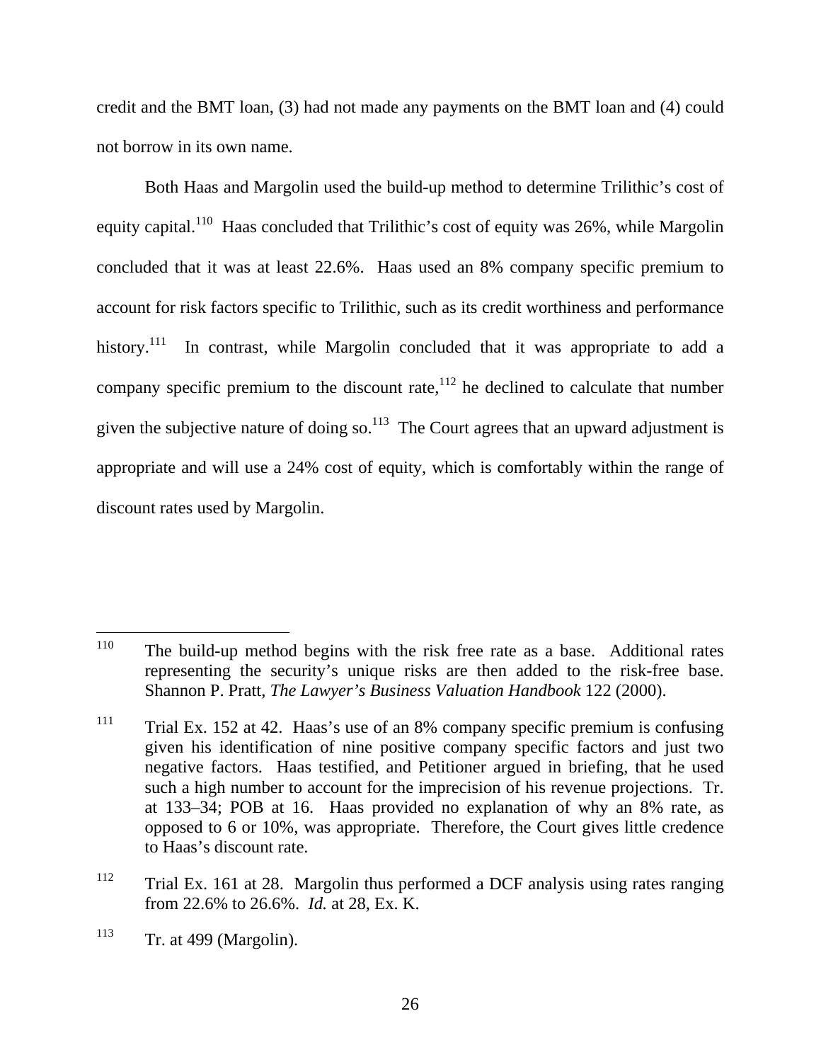credit and the BMT loan, (3) had not made any payments on the BMT loan and (4) could not borrow in its own name.

Both Haas and Margolin used the build-up method to determine Trilithic's cost of equity capital.[110] Haas concluded that Trilithic's cost of equity was 26%, while Margolin concluded that it was at least 22.6%. Haas used an 8% company specific premium to account for risk factors specific to Trilithic, such as its credit worthiness and performance history.[111] In contrast, while Margolin concluded that it was appropriate to add a company specific premium to the discount rate,[112] he declined to calculate that number given the subjective nature of doing so.[113] The Court agrees that an upward adjustment is appropriate and will use a 24% cost of equity, which is comfortably within the range of discount rates used by Margolin.

---

[110] The build-up method begins with the risk free rate as a base. Additional rates representing the security's unique risks are then added to the risk-free base. Shannon P. Pratt, *The Lawyer's Business Valuation Handbook* 122 (2000).

[111] Trial Ex. 152 at 42. Haas's use of an 8% company specific premium is confusing given his identification of nine positive company specific factors and just two negative factors. Haas testified, and Petitioner argued in briefing, that he used such a high number to account for the imprecision of his revenue projections. Tr. at 133–34; POB at 16. Haas provided no explanation of why an 8% rate, as opposed to 6 or 10%, was appropriate. Therefore, the Court gives little credence to Haas's discount rate.

[112] Trial Ex. 161 at 28. Margolin thus performed a DCF analysis using rates ranging from 22.6% to 26.6%. *Id.* at 28, Ex. K.

[113] Tr. at 499 (Margolin).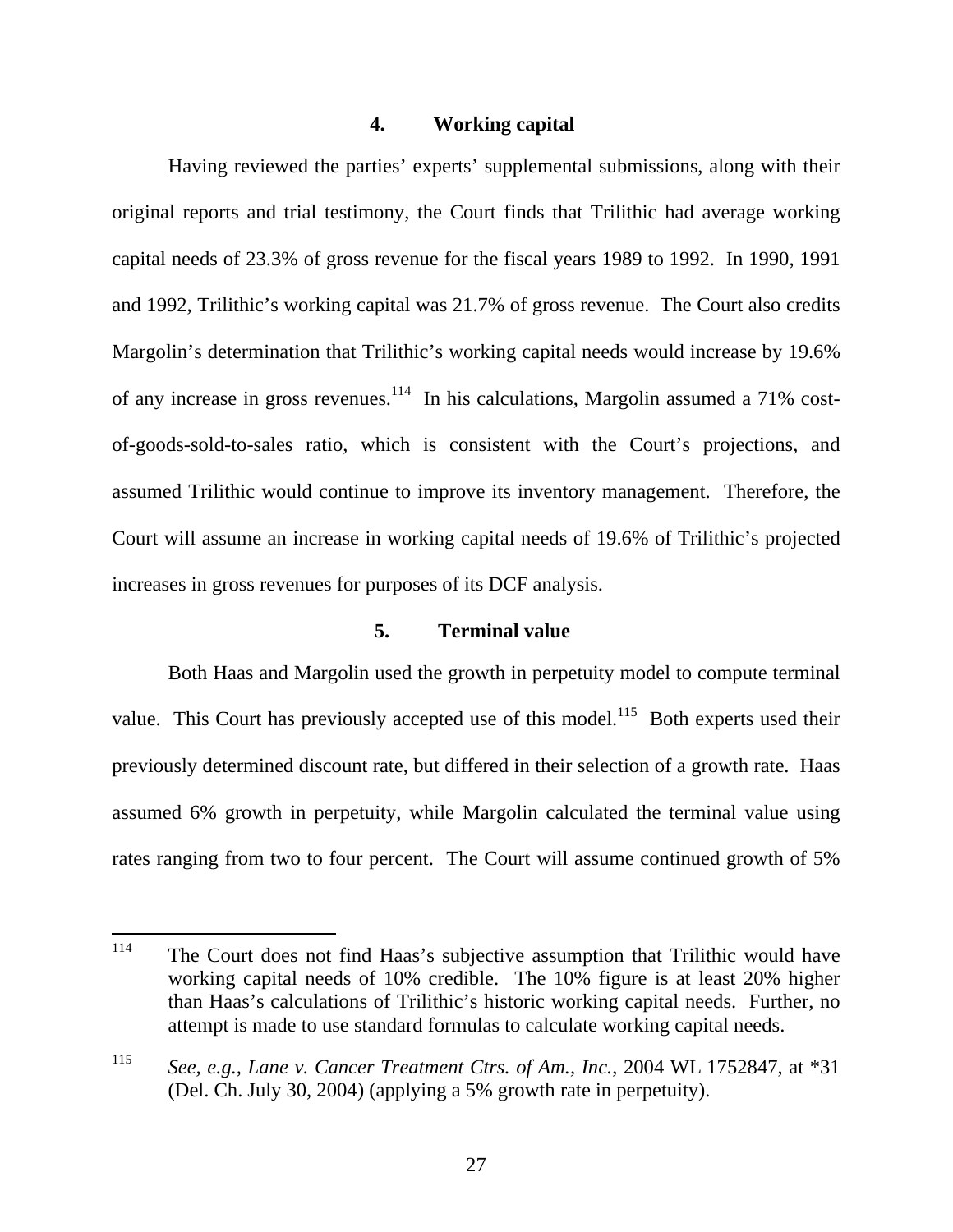### 4. Working capital

Having reviewed the parties' experts' supplemental submissions, along with their original reports and trial testimony, the Court finds that Trilithic had average working capital needs of 23.3% of gross revenue for the fiscal years 1989 to 1992. In 1990, 1991 and 1992, Trilithic's working capital was 21.7% of gross revenue. The Court also credits Margolin's determination that Trilithic's working capital needs would increase by 19.6% of any increase in gross revenues.[114] In his calculations, Margolin assumed a 71% cost-of-goods-sold-to-sales ratio, which is consistent with the Court's projections, and assumed Trilithic would continue to improve its inventory management. Therefore, the Court will assume an increase in working capital needs of 19.6% of Trilithic's projected increases in gross revenues for purposes of its DCF analysis.

### 5. Terminal value

Both Haas and Margolin used the growth in perpetuity model to compute terminal value. This Court has previously accepted use of this model.[115] Both experts used their previously determined discount rate, but differed in their selection of a growth rate. Haas assumed 6% growth in perpetuity, while Margolin calculated the terminal value using rates ranging from two to four percent. The Court will assume continued growth of 5%

---

[114] The Court does not find Haas's subjective assumption that Trilithic would have working capital needs of 10% credible. The 10% figure is at least 20% higher than Haas's calculations of Trilithic's historic working capital needs. Further, no attempt is made to use standard formulas to calculate working capital needs.

[115] *See, e.g., Lane v. Cancer Treatment Ctrs. of Am., Inc.*, 2004 WL 1752847, at *31 (Del. Ch. July 30, 2004) (applying a 5% growth rate in perpetuity).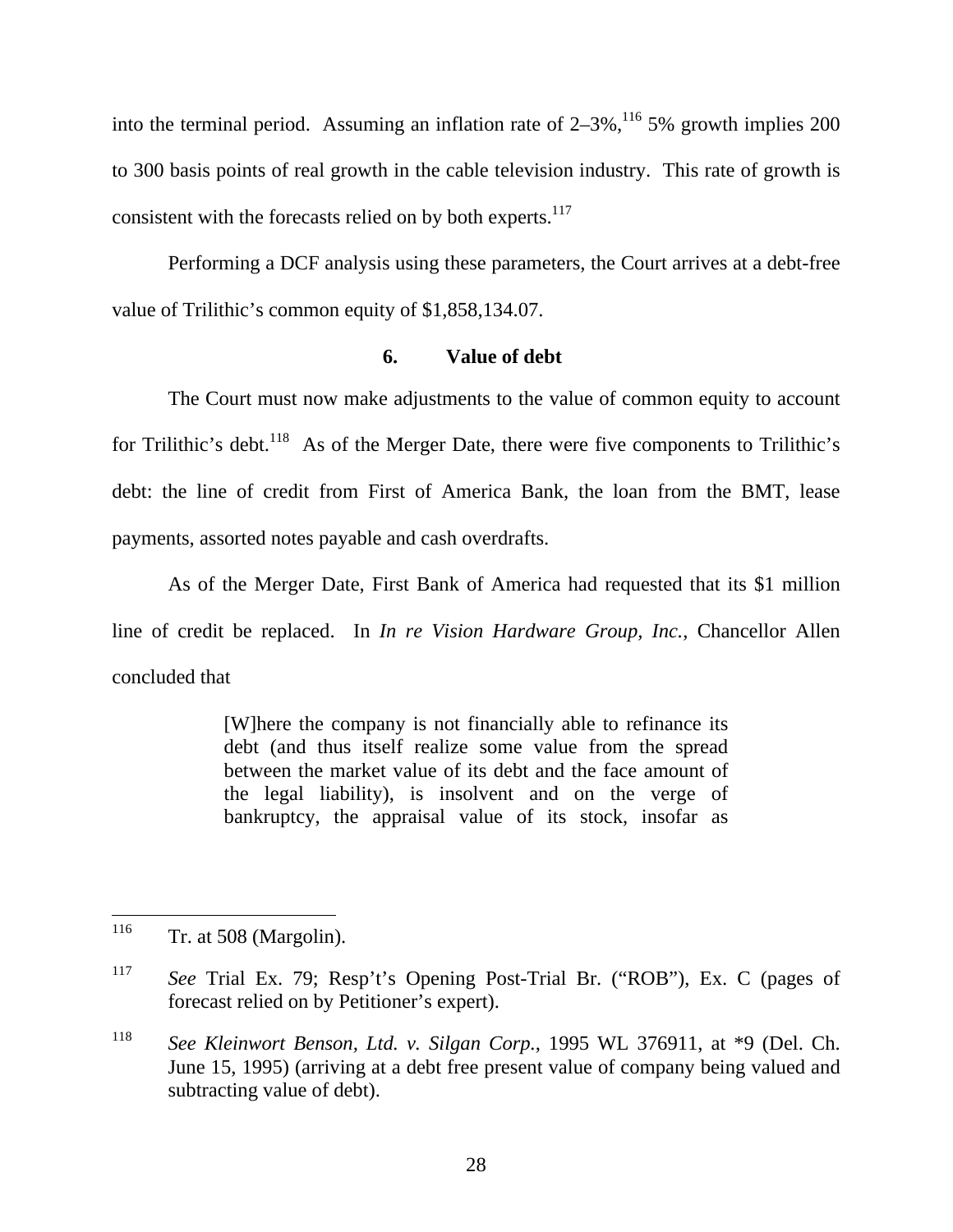into the terminal period. Assuming an inflation rate of 2–3%,[116] 5% growth implies 200 to 300 basis points of real growth in the cable television industry. This rate of growth is consistent with the forecasts relied on by both experts.[117]

Performing a DCF analysis using these parameters, the Court arrives at a debt-free value of Trilithic's common equity of $1,858,134.07.

### 6. Value of debt

The Court must now make adjustments to the value of common equity to account for Trilithic's debt.[118] As of the Merger Date, there were five components to Trilithic's debt: the line of credit from First of America Bank, the loan from the BMT, lease payments, assorted notes payable and cash overdrafts.

As of the Merger Date, First Bank of America had requested that its $1 million line of credit be replaced. In *In re Vision Hardware Group, Inc.*, Chancellor Allen concluded that

> [W]here the company is not financially able to refinance its debt (and thus itself realize some value from the spread between the market value of its debt and the face amount of the legal liability), is insolvent and on the verge of bankruptcy, the appraisal value of its stock, insofar as

---

[116] Tr. at 508 (Margolin).

[117] *See* Trial Ex. 79; Resp't's Opening Post-Trial Br. ("ROB"), Ex. C (pages of forecast relied on by Petitioner's expert).

[118] *See Kleinwort Benson, Ltd. v. Silgan Corp.*, 1995 WL 376911, at *9 (Del. Ch. June 15, 1995) (arriving at a debt free present value of company being valued and subtracting value of debt).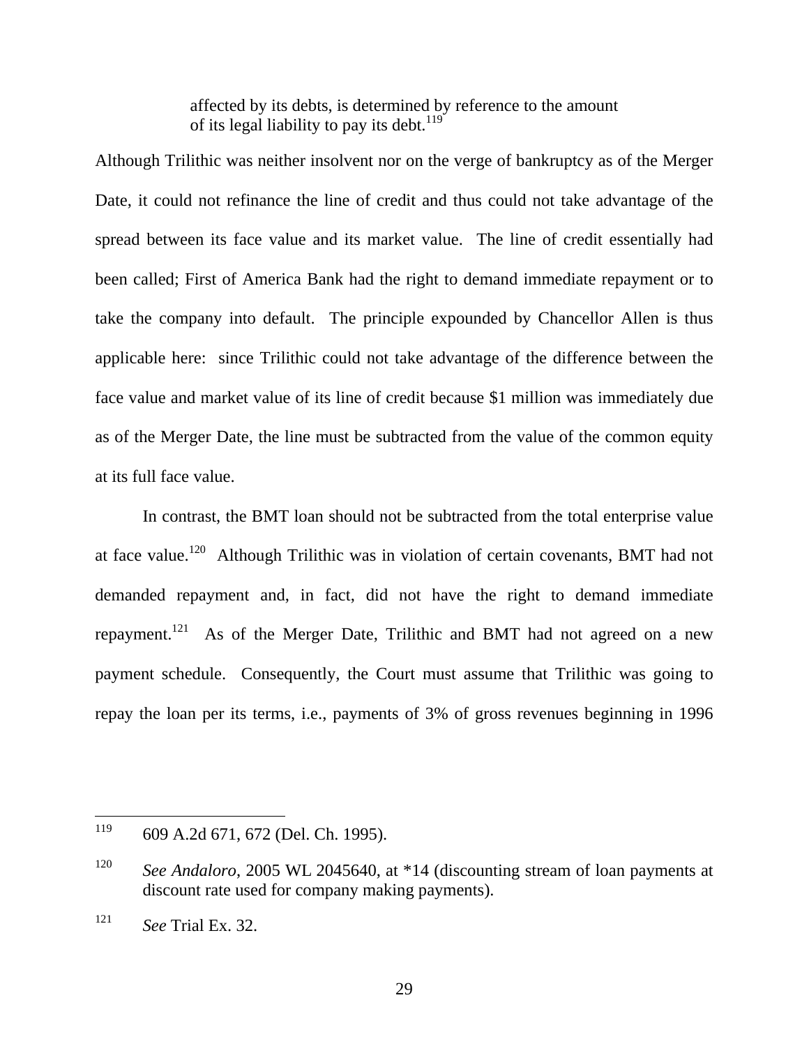> affected by its debts, is determined by reference to the amount of its legal liability to pay its debt.[119]

Although Trilithic was neither insolvent nor on the verge of bankruptcy as of the Merger Date, it could not refinance the line of credit and thus could not take advantage of the spread between its face value and its market value. The line of credit essentially had been called; First of America Bank had the right to demand immediate repayment or to take the company into default. The principle expounded by Chancellor Allen is thus applicable here: since Trilithic could not take advantage of the difference between the face value and market value of its line of credit because $1 million was immediately due as of the Merger Date, the line must be subtracted from the value of the common equity at its full face value.

In contrast, the BMT loan should not be subtracted from the total enterprise value at face value.[120] Although Trilithic was in violation of certain covenants, BMT had not demanded repayment and, in fact, did not have the right to demand immediate repayment.[121] As of the Merger Date, Trilithic and BMT had not agreed on a new payment schedule. Consequently, the Court must assume that Trilithic was going to repay the loan per its terms, i.e., payments of 3% of gross revenues beginning in 1996

---

[119] 609 A.2d 671, 672 (Del. Ch. 1995).

[120] *See Andaloro*, 2005 WL 2045640, at *14 (discounting stream of loan payments at discount rate used for company making payments).

[121] *See* Trial Ex. 32.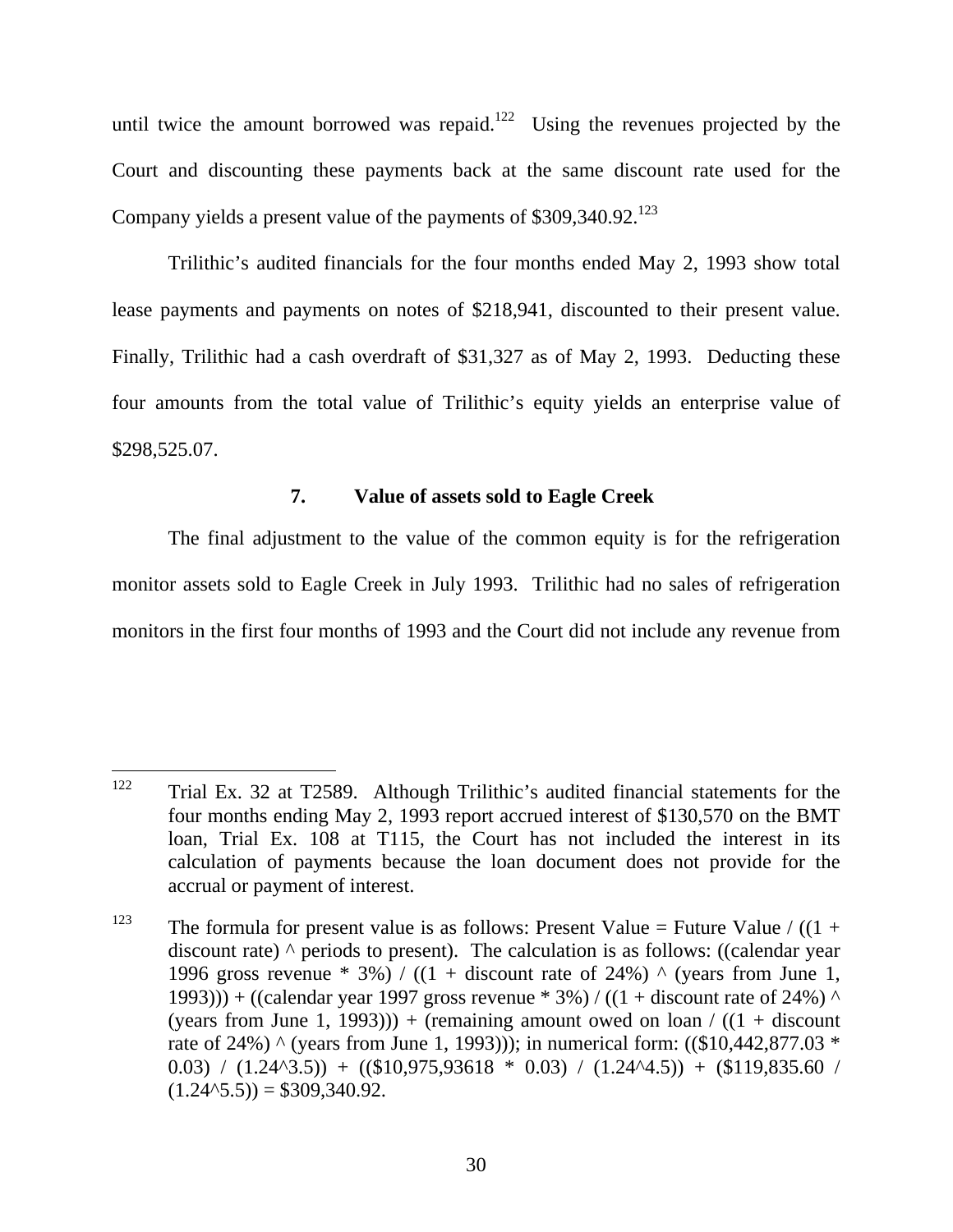until twice the amount borrowed was repaid.[122] Using the revenues projected by the Court and discounting these payments back at the same discount rate used for the Company yields a present value of the payments of $309,340.92.[123]

Trilithic's audited financials for the four months ended May 2, 1993 show total lease payments and payments on notes of $218,941, discounted to their present value. Finally, Trilithic had a cash overdraft of $31,327 as of May 2, 1993. Deducting these four amounts from the total value of Trilithic's equity yields an enterprise value of $298,525.07.

### 7. Value of assets sold to Eagle Creek

The final adjustment to the value of the common equity is for the refrigeration monitor assets sold to Eagle Creek in July 1993. Trilithic had no sales of refrigeration monitors in the first four months of 1993 and the Court did not include any revenue from

---

[122] Trial Ex. 32 at T2589. Although Trilithic's audited financial statements for the four months ending May 2, 1993 report accrued interest of $130,570 on the BMT loan, Trial Ex. 108 at T115, the Court has not included the interest in its calculation of payments because the loan document does not provide for the accrual or payment of interest.

[123] The formula for present value is as follows: Present Value = Future Value / ((1 + discount rate) ^ periods to present). The calculation is as follows: ((calendar year 1996 gross revenue * 3%) / ((1 + discount rate of 24%) ^ (years from June 1, 1993))) + ((calendar year 1997 gross revenue * 3%) / ((1 + discount rate of 24%) ^ (years from June 1, 1993))) + (remaining amount owed on loan / ((1 + discount rate of 24%) ^ (years from June 1, 1993))); in numerical form: (($10,442,877.03 * 0.03) / (1.24^3.5)) + (($10,975,93618 * 0.03) / (1.24^4.5)) + ($119,835.60 / (1.24^5.5)) = $309,340.92.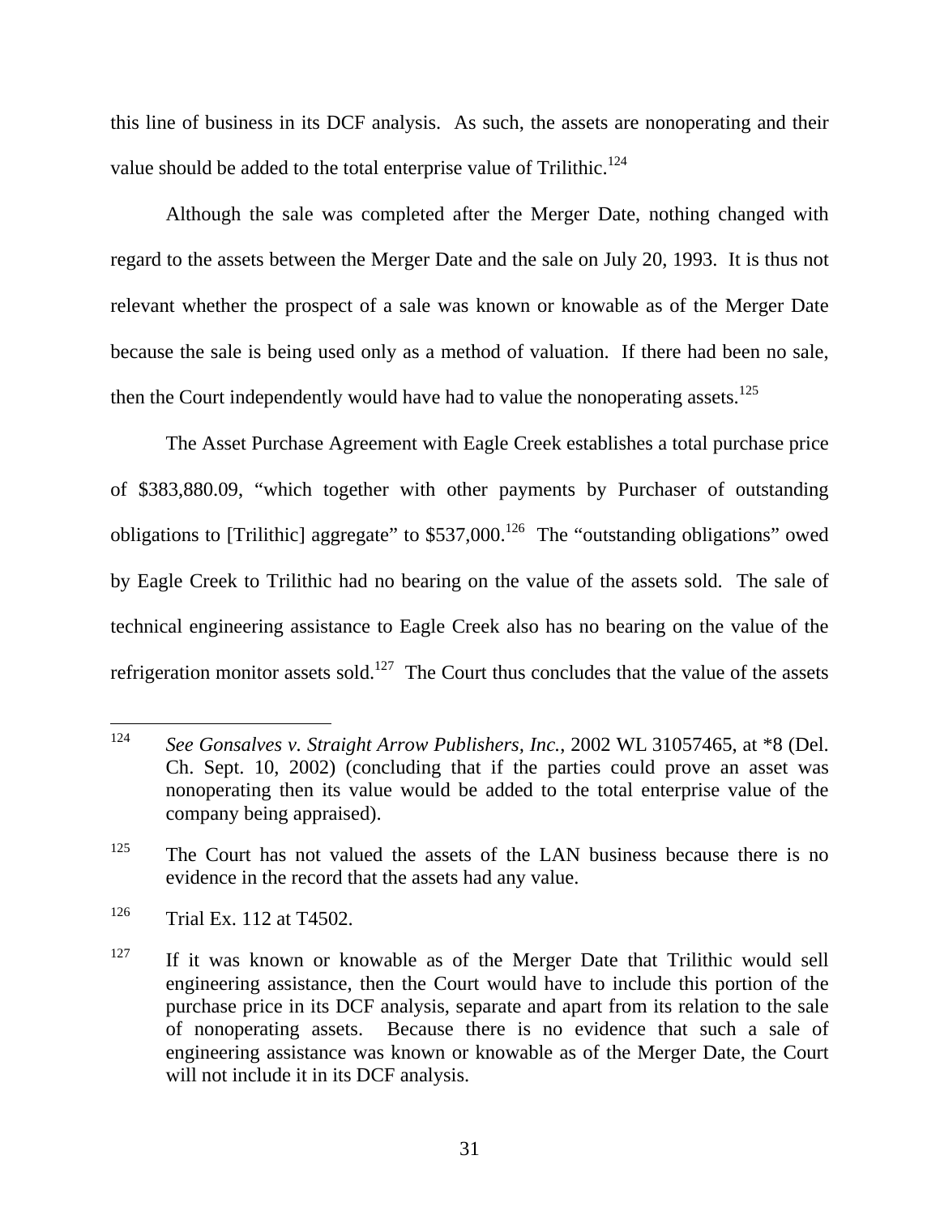this line of business in its DCF analysis. As such, the assets are nonoperating and their value should be added to the total enterprise value of Trilithic.[124]

Although the sale was completed after the Merger Date, nothing changed with regard to the assets between the Merger Date and the sale on July 20, 1993. It is thus not relevant whether the prospect of a sale was known or knowable as of the Merger Date because the sale is being used only as a method of valuation. If there had been no sale, then the Court independently would have had to value the nonoperating assets.[125]

The Asset Purchase Agreement with Eagle Creek establishes a total purchase price of $383,880.09, "which together with other payments by Purchaser of outstanding obligations to [Trilithic] aggregate" to $537,000.[126] The "outstanding obligations" owed by Eagle Creek to Trilithic had no bearing on the value of the assets sold. The sale of technical engineering assistance to Eagle Creek also has no bearing on the value of the refrigeration monitor assets sold.[127] The Court thus concludes that the value of the assets

---

[124] *See Gonsalves v. Straight Arrow Publishers, Inc.*, 2002 WL 31057465, at *8 (Del. Ch. Sept. 10, 2002) (concluding that if the parties could prove an asset was nonoperating then its value would be added to the total enterprise value of the company being appraised).

[125] The Court has not valued the assets of the LAN business because there is no evidence in the record that the assets had any value.

[126] Trial Ex. 112 at T4502.

[127] If it was known or knowable as of the Merger Date that Trilithic would sell engineering assistance, then the Court would have to include this portion of the purchase price in its DCF analysis, separate and apart from its relation to the sale of nonoperating assets. Because there is no evidence that such a sale of engineering assistance was known or knowable as of the Merger Date, the Court will not include it in its DCF analysis.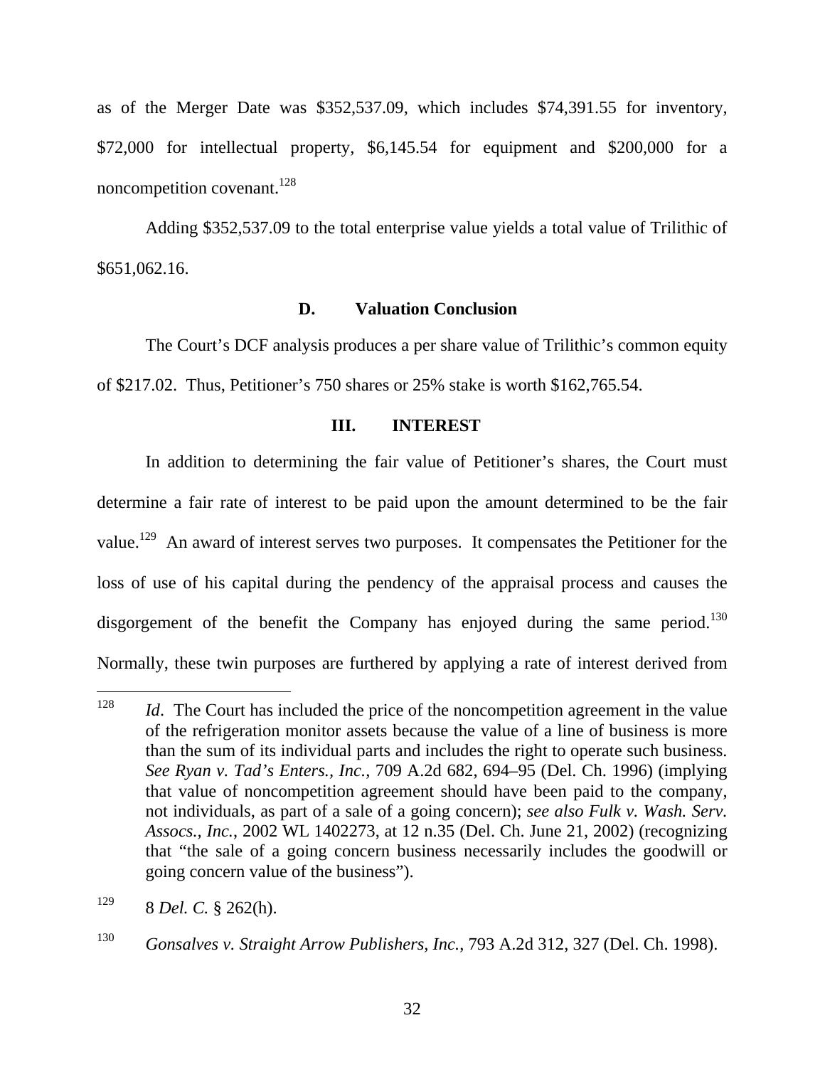as of the Merger Date was $352,537.09, which includes $74,391.55 for inventory, $72,000 for intellectual property, $6,145.54 for equipment and $200,000 for a noncompetition covenant.[128]

Adding $352,537.09 to the total enterprise value yields a total value of Trilithic of $651,062.16.

### D. Valuation Conclusion

The Court's DCF analysis produces a per share value of Trilithic's common equity of $217.02. Thus, Petitioner's 750 shares or 25% stake is worth $162,765.54.

## III. INTEREST

In addition to determining the fair value of Petitioner's shares, the Court must determine a fair rate of interest to be paid upon the amount determined to be the fair value.[129] An award of interest serves two purposes. It compensates the Petitioner for the loss of use of his capital during the pendency of the appraisal process and causes the disgorgement of the benefit the Company has enjoyed during the same period.[130] Normally, these twin purposes are furthered by applying a rate of interest derived from

---

[128] *Id*. The Court has included the price of the noncompetition agreement in the value of the refrigeration monitor assets because the value of a line of business is more than the sum of its individual parts and includes the right to operate such business. *See Ryan v. Tad's Enters., Inc.*, 709 A.2d 682, 694–95 (Del. Ch. 1996) (implying that value of noncompetition agreement should have been paid to the company, not individuals, as part of a sale of a going concern); *see also Fulk v. Wash. Serv. Assocs., Inc.*, 2002 WL 1402273, at 12 n.35 (Del. Ch. June 21, 2002) (recognizing that "the sale of a going concern business necessarily includes the goodwill or going concern value of the business").

[129] 8 *Del. C.* § 262(h).

[130] *Gonsalves v. Straight Arrow Publishers, Inc.*, 793 A.2d 312, 327 (Del. Ch. 1998).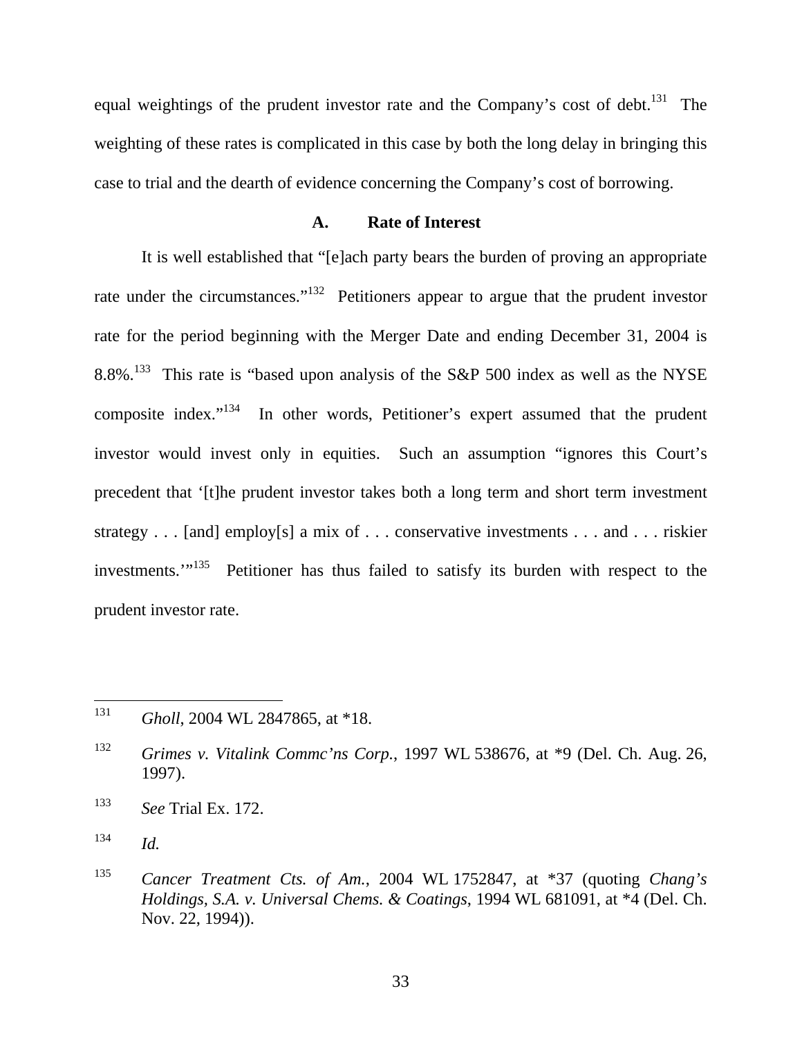equal weightings of the prudent investor rate and the Company's cost of debt.[131] The weighting of these rates is complicated in this case by both the long delay in bringing this case to trial and the dearth of evidence concerning the Company's cost of borrowing.

### A. Rate of Interest

It is well established that "[e]ach party bears the burden of proving an appropriate rate under the circumstances."[132] Petitioners appear to argue that the prudent investor rate for the period beginning with the Merger Date and ending December 31, 2004 is 8.8%.[133] This rate is "based upon analysis of the S&P 500 index as well as the NYSE composite index."[134] In other words, Petitioner's expert assumed that the prudent investor would invest only in equities. Such an assumption "ignores this Court's precedent that '[t]he prudent investor takes both a long term and short term investment strategy . . . [and] employ[s] a mix of . . . conservative investments . . . and . . . riskier investments.'"[135] Petitioner has thus failed to satisfy its burden with respect to the prudent investor rate.

---

[131] *Gholl*, 2004 WL 2847865, at *18.

[132] *Grimes v. Vitalink Commc'ns Corp.*, 1997 WL 538676, at *9 (Del. Ch. Aug. 26, 1997).

[133] *See* Trial Ex. 172.

[134] *Id.*

[135] *Cancer Treatment Cts. of Am.*, 2004 WL 1752847, at *37 (quoting *Chang's Holdings, S.A. v. Universal Chems. & Coatings*, 1994 WL 681091, at *4 (Del. Ch. Nov. 22, 1994)).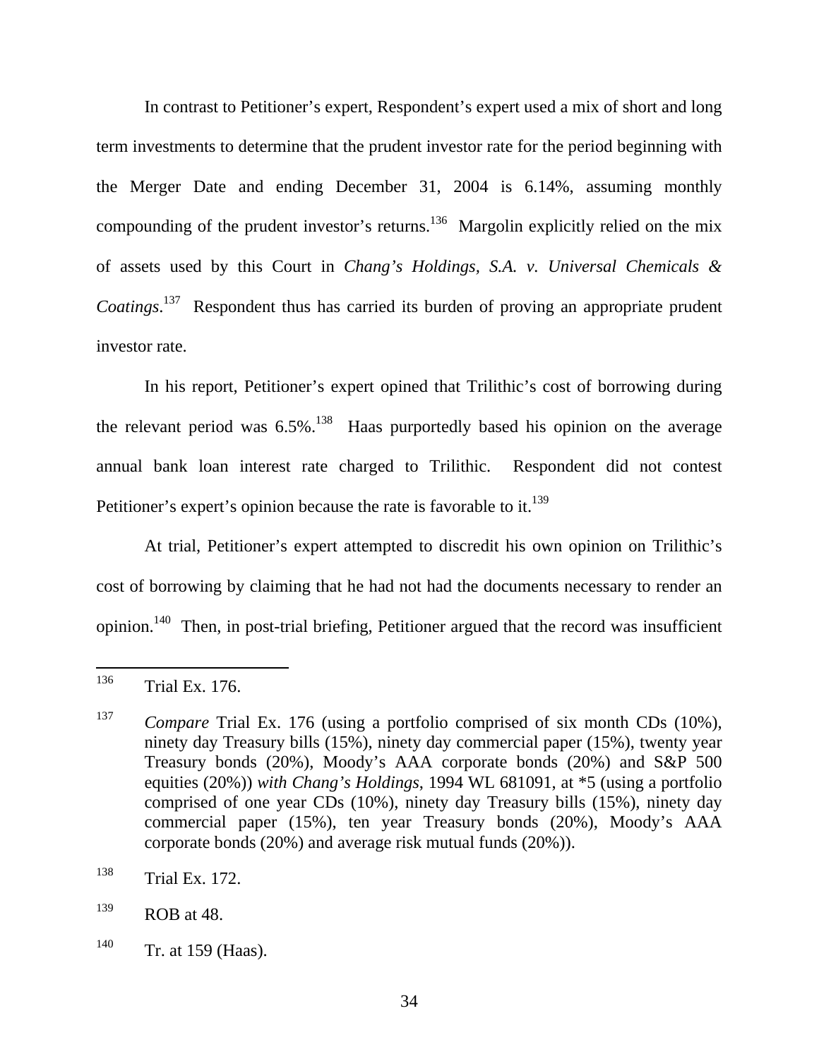In contrast to Petitioner's expert, Respondent's expert used a mix of short and long term investments to determine that the prudent investor rate for the period beginning with the Merger Date and ending December 31, 2004 is 6.14%, assuming monthly compounding of the prudent investor's returns.[136] Margolin explicitly relied on the mix of assets used by this Court in *Chang's Holdings, S.A. v. Universal Chemicals & Coatings*.[137] Respondent thus has carried its burden of proving an appropriate prudent investor rate.

In his report, Petitioner's expert opined that Trilithic's cost of borrowing during the relevant period was 6.5%.[138] Haas purportedly based his opinion on the average annual bank loan interest rate charged to Trilithic. Respondent did not contest Petitioner's expert's opinion because the rate is favorable to it.[139]

At trial, Petitioner's expert attempted to discredit his own opinion on Trilithic's cost of borrowing by claiming that he had not had the documents necessary to render an opinion.[140] Then, in post-trial briefing, Petitioner argued that the record was insufficient

---

[136] Trial Ex. 176.

[137] *Compare* Trial Ex. 176 (using a portfolio comprised of six month CDs (10%), ninety day Treasury bills (15%), ninety day commercial paper (15%), twenty year Treasury bonds (20%), Moody's AAA corporate bonds (20%) and S&P 500 equities (20%)) *with Chang's Holdings*, 1994 WL 681091, at *5 (using a portfolio comprised of one year CDs (10%), ninety day Treasury bills (15%), ninety day commercial paper (15%), ten year Treasury bonds (20%), Moody's AAA corporate bonds (20%) and average risk mutual funds (20%)).

[138] Trial Ex. 172.

[139] ROB at 48.

[140] Tr. at 159 (Haas).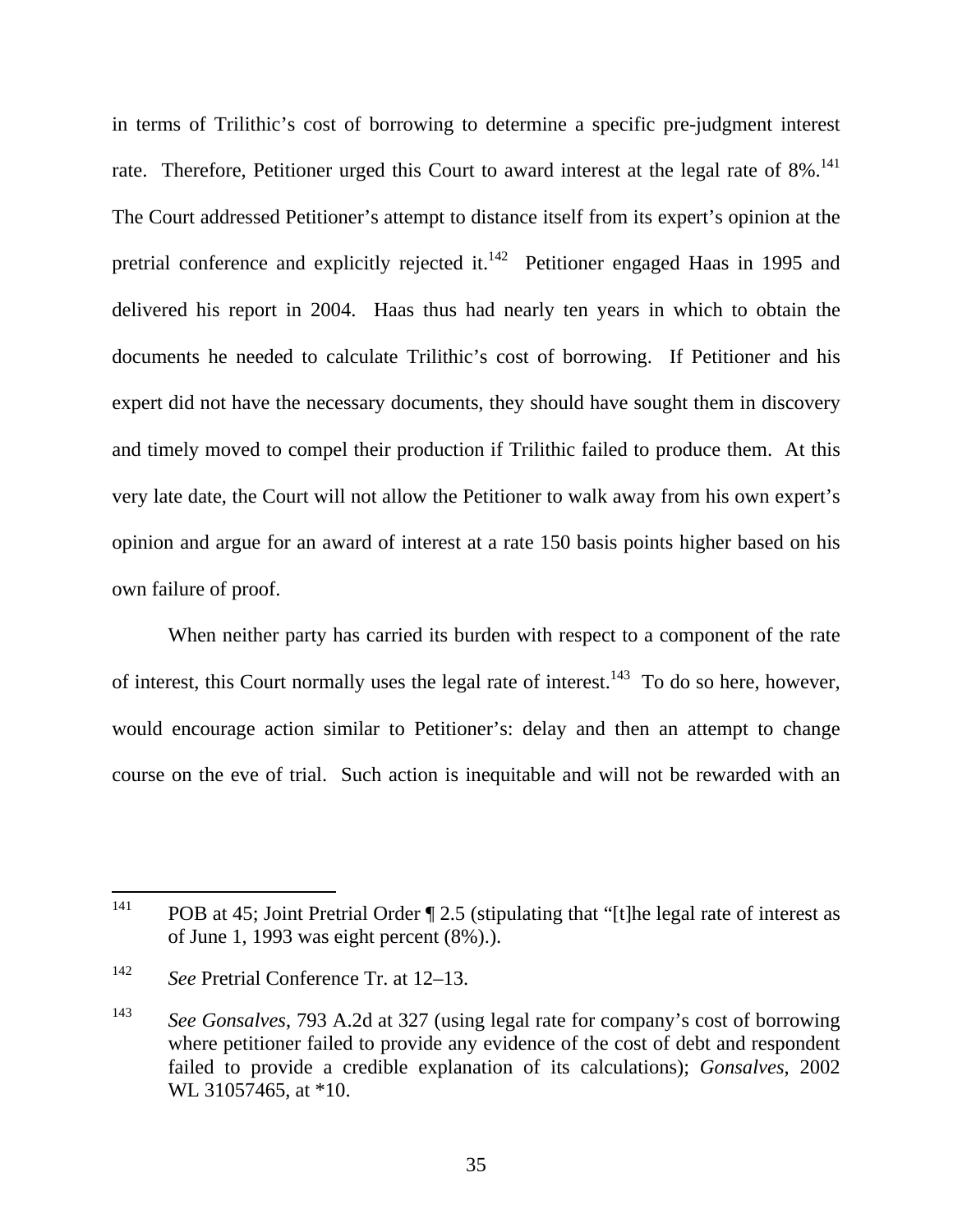in terms of Trilithic's cost of borrowing to determine a specific pre-judgment interest rate. Therefore, Petitioner urged this Court to award interest at the legal rate of 8%.[141] The Court addressed Petitioner's attempt to distance itself from its expert's opinion at the pretrial conference and explicitly rejected it.[142] Petitioner engaged Haas in 1995 and delivered his report in 2004. Haas thus had nearly ten years in which to obtain the documents he needed to calculate Trilithic's cost of borrowing. If Petitioner and his expert did not have the necessary documents, they should have sought them in discovery and timely moved to compel their production if Trilithic failed to produce them. At this very late date, the Court will not allow the Petitioner to walk away from his own expert's opinion and argue for an award of interest at a rate 150 basis points higher based on his own failure of proof.

When neither party has carried its burden with respect to a component of the rate of interest, this Court normally uses the legal rate of interest.[143] To do so here, however, would encourage action similar to Petitioner's: delay and then an attempt to change course on the eve of trial. Such action is inequitable and will not be rewarded with an

---

[141] POB at 45; Joint Pretrial Order ¶ 2.5 (stipulating that "[t]he legal rate of interest as of June 1, 1993 was eight percent (8%).).

[142] *See* Pretrial Conference Tr. at 12–13.

[143] *See Gonsalves*, 793 A.2d at 327 (using legal rate for company's cost of borrowing where petitioner failed to provide any evidence of the cost of debt and respondent failed to provide a credible explanation of its calculations); *Gonsalves*, 2002 WL 31057465, at *10.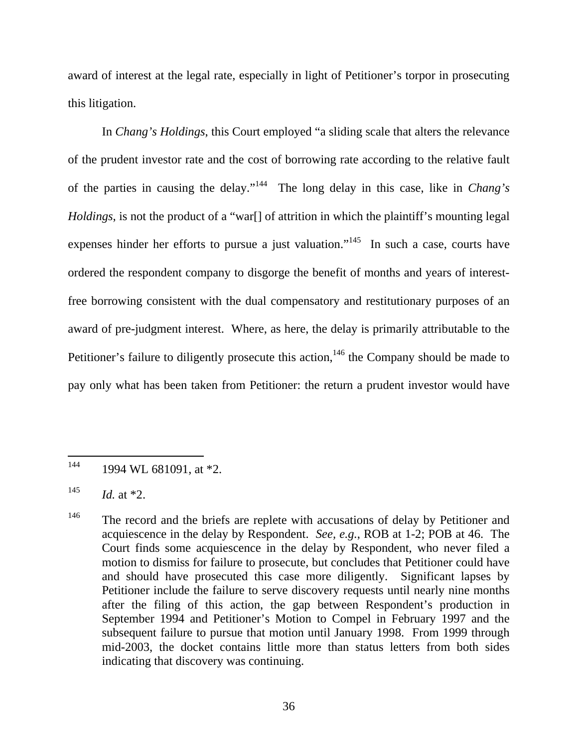award of interest at the legal rate, especially in light of Petitioner's torpor in prosecuting this litigation.

In *Chang's Holdings*, this Court employed "a sliding scale that alters the relevance of the prudent investor rate and the cost of borrowing rate according to the relative fault of the parties in causing the delay."[144] The long delay in this case, like in *Chang's Holdings*, is not the product of a "war[] of attrition in which the plaintiff's mounting legal expenses hinder her efforts to pursue a just valuation."[145] In such a case, courts have ordered the respondent company to disgorge the benefit of months and years of interest-free borrowing consistent with the dual compensatory and restitutionary purposes of an award of pre-judgment interest. Where, as here, the delay is primarily attributable to the Petitioner's failure to diligently prosecute this action,[146] the Company should be made to pay only what has been taken from Petitioner: the return a prudent investor would have

---

[144] 1994 WL 681091, at *2.

[145] *Id.* at *2.

[146] The record and the briefs are replete with accusations of delay by Petitioner and acquiescence in the delay by Respondent. *See, e.g.*, ROB at 1-2; POB at 46. The Court finds some acquiescence in the delay by Respondent, who never filed a motion to dismiss for failure to prosecute, but concludes that Petitioner could have and should have prosecuted this case more diligently. Significant lapses by Petitioner include the failure to serve discovery requests until nearly nine months after the filing of this action, the gap between Respondent's production in September 1994 and Petitioner's Motion to Compel in February 1997 and the subsequent failure to pursue that motion until January 1998. From 1999 through mid-2003, the docket contains little more than status letters from both sides indicating that discovery was continuing.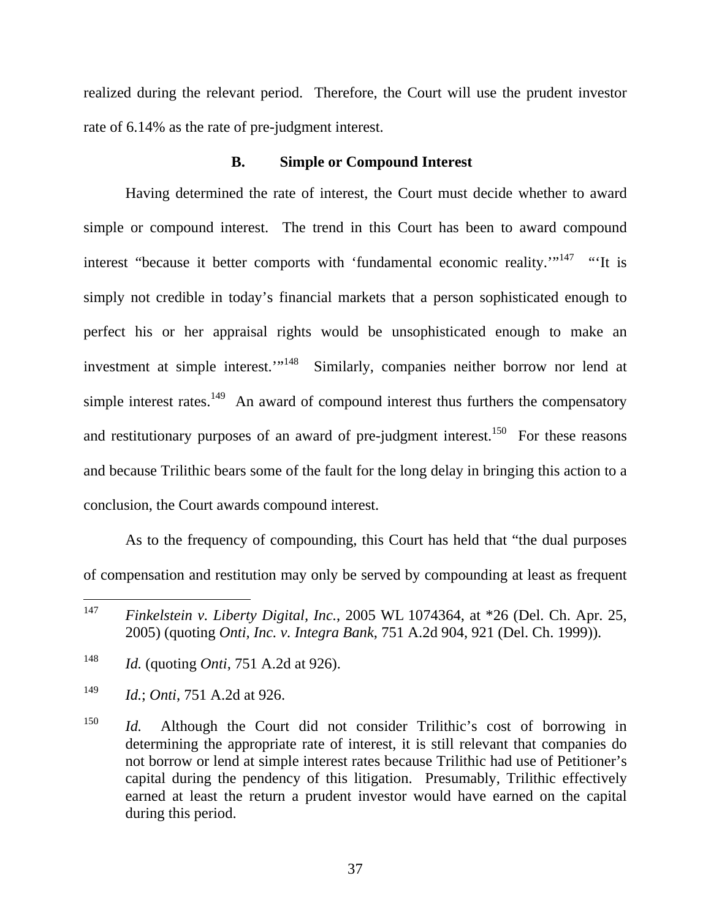realized during the relevant period. Therefore, the Court will use the prudent investor rate of 6.14% as the rate of pre-judgment interest.

### B. Simple or Compound Interest

Having determined the rate of interest, the Court must decide whether to award simple or compound interest. The trend in this Court has been to award compound interest "because it better comports with 'fundamental economic reality.'"[147] "'It is simply not credible in today's financial markets that a person sophisticated enough to perfect his or her appraisal rights would be unsophisticated enough to make an investment at simple interest.'"[148] Similarly, companies neither borrow nor lend at simple interest rates.[149] An award of compound interest thus furthers the compensatory and restitutionary purposes of an award of pre-judgment interest.[150] For these reasons and because Trilithic bears some of the fault for the long delay in bringing this action to a conclusion, the Court awards compound interest.

As to the frequency of compounding, this Court has held that "the dual purposes of compensation and restitution may only be served by compounding at least as frequent

---

[147] *Finkelstein v. Liberty Digital, Inc.*, 2005 WL 1074364, at *26 (Del. Ch. Apr. 25, 2005) (quoting *Onti, Inc. v. Integra Bank*, 751 A.2d 904, 921 (Del. Ch. 1999)).

[148] *Id.* (quoting *Onti*, 751 A.2d at 926).

[149] *Id.*; *Onti*, 751 A.2d at 926.

[150] *Id.* Although the Court did not consider Trilithic's cost of borrowing in determining the appropriate rate of interest, it is still relevant that companies do not borrow or lend at simple interest rates because Trilithic had use of Petitioner's capital during the pendency of this litigation. Presumably, Trilithic effectively earned at least the return a prudent investor would have earned on the capital during this period.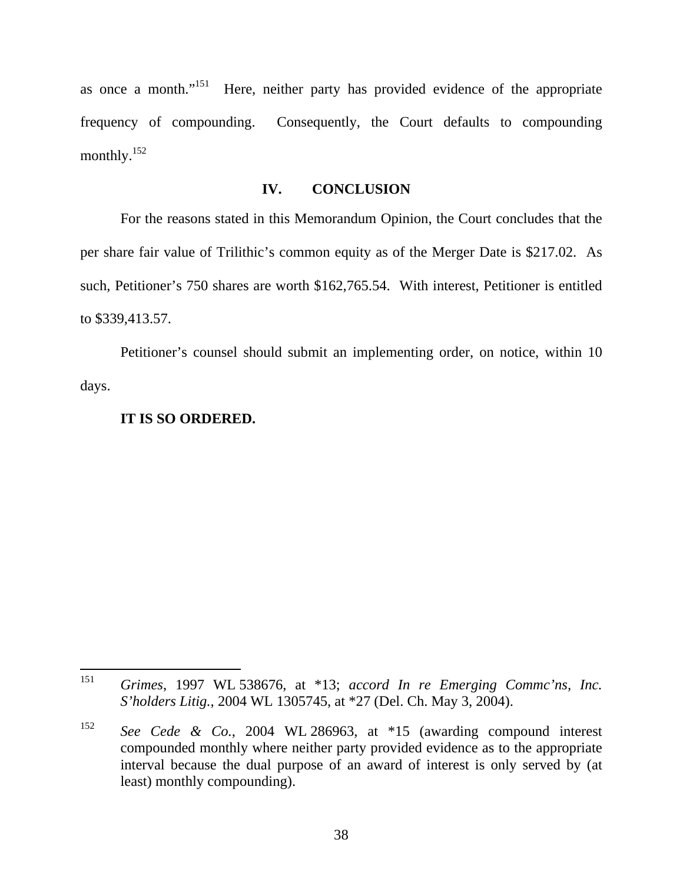as once a month."[151] Here, neither party has provided evidence of the appropriate frequency of compounding. Consequently, the Court defaults to compounding monthly.[152]

## IV. CONCLUSION

For the reasons stated in this Memorandum Opinion, the Court concludes that the per share fair value of Trilithic's common equity as of the Merger Date is $217.02. As such, Petitioner's 750 shares are worth $162,765.54. With interest, Petitioner is entitled to $339,413.57.

Petitioner's counsel should submit an implementing order, on notice, within 10 days.

**IT IS SO ORDERED.**

---

[151] *Grimes*, 1997 WL 538676, at *13; *accord In re Emerging Commc'ns, Inc. S'holders Litig.*, 2004 WL 1305745, at *27 (Del. Ch. May 3, 2004).

[152] *See Cede & Co.*, 2004 WL 286963, at *15 (awarding compound interest compounded monthly where neither party provided evidence as to the appropriate interval because the dual purpose of an award of interest is only served by (at least) monthly compounding).